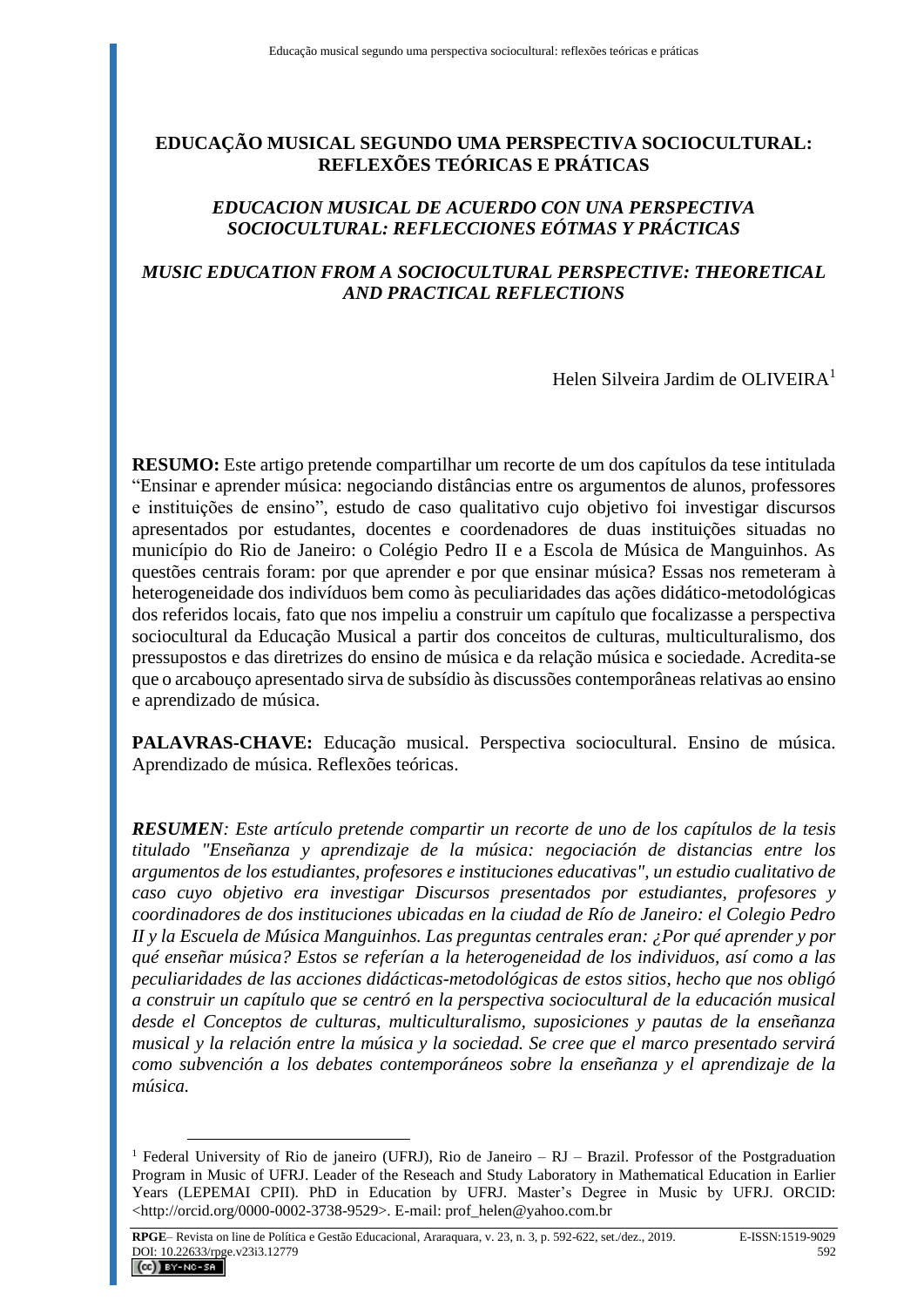# EDUCAÇÃO MUSICAL SEGUNDO UMA PERSPECTIVA SOCIOCULTURAL: REFLEXÕES TEÓRICAS E PRÁTICAS

## *EDUCACION MUSICAL DE ACUERDO CON UNA PERSPECTIVA SOCIOCULTURAL: REFLECCIONES EÓTMAS Y PRÁCTICAS*

## *MUSIC EDUCATION FROM A SOCIOCULTURAL PERSPECTIVE: THEORETICAL AND PRACTICAL REFLECTIONS*

Helen Silveira Jardim de OLIVEIRA[1]

**RESUMO:** Este artigo pretende compartilhar um recorte de um dos capítulos da tese intitulada "Ensinar e aprender música: negociando distâncias entre os argumentos de alunos, professores e instituições de ensino", estudo de caso qualitativo cujo objetivo foi investigar discursos apresentados por estudantes, docentes e coordenadores de duas instituições situadas no município do Rio de Janeiro: o Colégio Pedro II e a Escola de Música de Manguinhos. As questões centrais foram: por que aprender e por que ensinar música? Essas nos remeteram à heterogeneidade dos indivíduos bem como às peculiaridades das ações didático-metodológicas dos referidos locais, fato que nos impeliu a construir um capítulo que focalizasse a perspectiva sociocultural da Educação Musical a partir dos conceitos de culturas, multiculturalismo, dos pressupostos e das diretrizes do ensino de música e da relação música e sociedade. Acredita-se que o arcabouço apresentado sirva de subsídio às discussões contemporâneas relativas ao ensino e aprendizado de música.

**PALAVRAS-CHAVE:** Educação musical. Perspectiva sociocultural. Ensino de música. Aprendizado de música. Reflexões teóricas.

***RESUMEN****: Este artículo pretende compartir un recorte de uno de los capítulos de la tesis titulado "Enseñanza y aprendizaje de la música: negociación de distancias entre los argumentos de los estudiantes, profesores e instituciones educativas", un estudio cualitativo de caso cuyo objetivo era investigar Discursos presentados por estudiantes, profesores y coordinadores de dos instituciones ubicadas en la ciudad de Río de Janeiro: el Colegio Pedro II y la Escuela de Música Manguinhos. Las preguntas centrales eran: ¿Por qué aprender y por qué enseñar música? Estos se referían a la heterogeneidad de los individuos, así como a las peculiaridades de las acciones didácticas-metodológicas de estos sitios, hecho que nos obligó a construir un capítulo que se centró en la perspectiva sociocultural de la educación musical desde el Conceptos de culturas, multiculturalismo, suposiciones y pautas de la enseñanza musical y la relación entre la música y la sociedad. Se cree que el marco presentado servirá como subvención a los debates contemporáneos sobre la enseñanza y el aprendizaje de la música.*

---

[1] Federal University of Rio de janeiro (UFRJ), Rio de Janeiro – RJ – Brazil. Professor of the Postgraduation Program in Music of UFRJ. Leader of the Reseach and Study Laboratory in Mathematical Education in Earlier Years (LEPEMAI CPII). PhD in Education by UFRJ. Master's Degree in Music by UFRJ. ORCID: <http://orcid.org/0000-0002-3738-9529>. E-mail: prof_helen@yahoo.com.br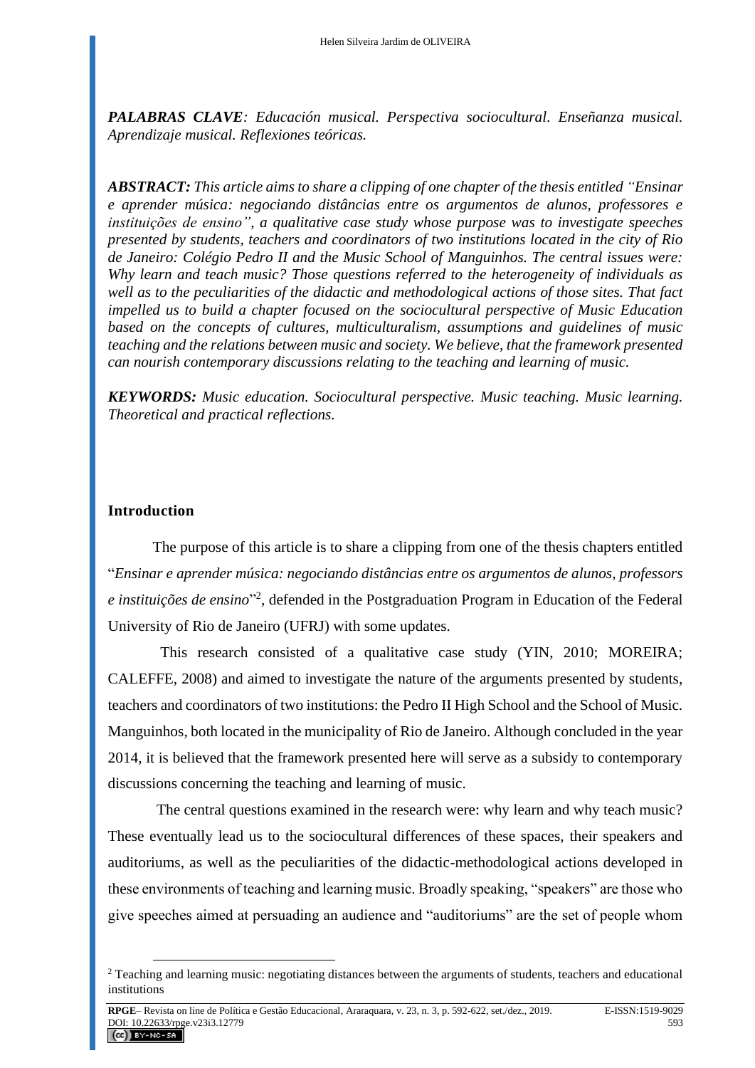***PALABRAS CLAVE**: Educación musical. Perspectiva sociocultural. Enseñanza musical. Aprendizaje musical. Reflexiones teóricas.*

***ABSTRACT:** This article aims to share a clipping of one chapter of the thesis entitled "Ensinar e aprender música: negociando distâncias entre os argumentos de alunos, professores e instituições de ensino", a qualitative case study whose purpose was to investigate speeches presented by students, teachers and coordinators of two institutions located in the city of Rio de Janeiro: Colégio Pedro II and the Music School of Manguinhos. The central issues were: Why learn and teach music? Those questions referred to the heterogeneity of individuals as well as to the peculiarities of the didactic and methodological actions of those sites. That fact impelled us to build a chapter focused on the sociocultural perspective of Music Education based on the concepts of cultures, multiculturalism, assumptions and guidelines of music teaching and the relations between music and society. We believe, that the framework presented can nourish contemporary discussions relating to the teaching and learning of music.*

***KEYWORDS:** Music education. Sociocultural perspective. Music teaching. Music learning. Theoretical and practical reflections.*

## Introduction

The purpose of this article is to share a clipping from one of the thesis chapters entitled "*Ensinar e aprender música: negociando distâncias entre os argumentos de alunos, professors e instituições de ensino*"[2], defended in the Postgraduation Program in Education of the Federal University of Rio de Janeiro (UFRJ) with some updates.

This research consisted of a qualitative case study (YIN, 2010; MOREIRA; CALEFFE, 2008) and aimed to investigate the nature of the arguments presented by students, teachers and coordinators of two institutions: the Pedro II High School and the School of Music. Manguinhos, both located in the municipality of Rio de Janeiro. Although concluded in the year 2014, it is believed that the framework presented here will serve as a subsidy to contemporary discussions concerning the teaching and learning of music.

The central questions examined in the research were: why learn and why teach music? These eventually lead us to the sociocultural differences of these spaces, their speakers and auditoriums, as well as the peculiarities of the didactic-methodological actions developed in these environments of teaching and learning music. Broadly speaking, "speakers" are those who give speeches aimed at persuading an audience and "auditoriums" are the set of people whom

---

[2] Teaching and learning music: negotiating distances between the arguments of students, teachers and educational institutions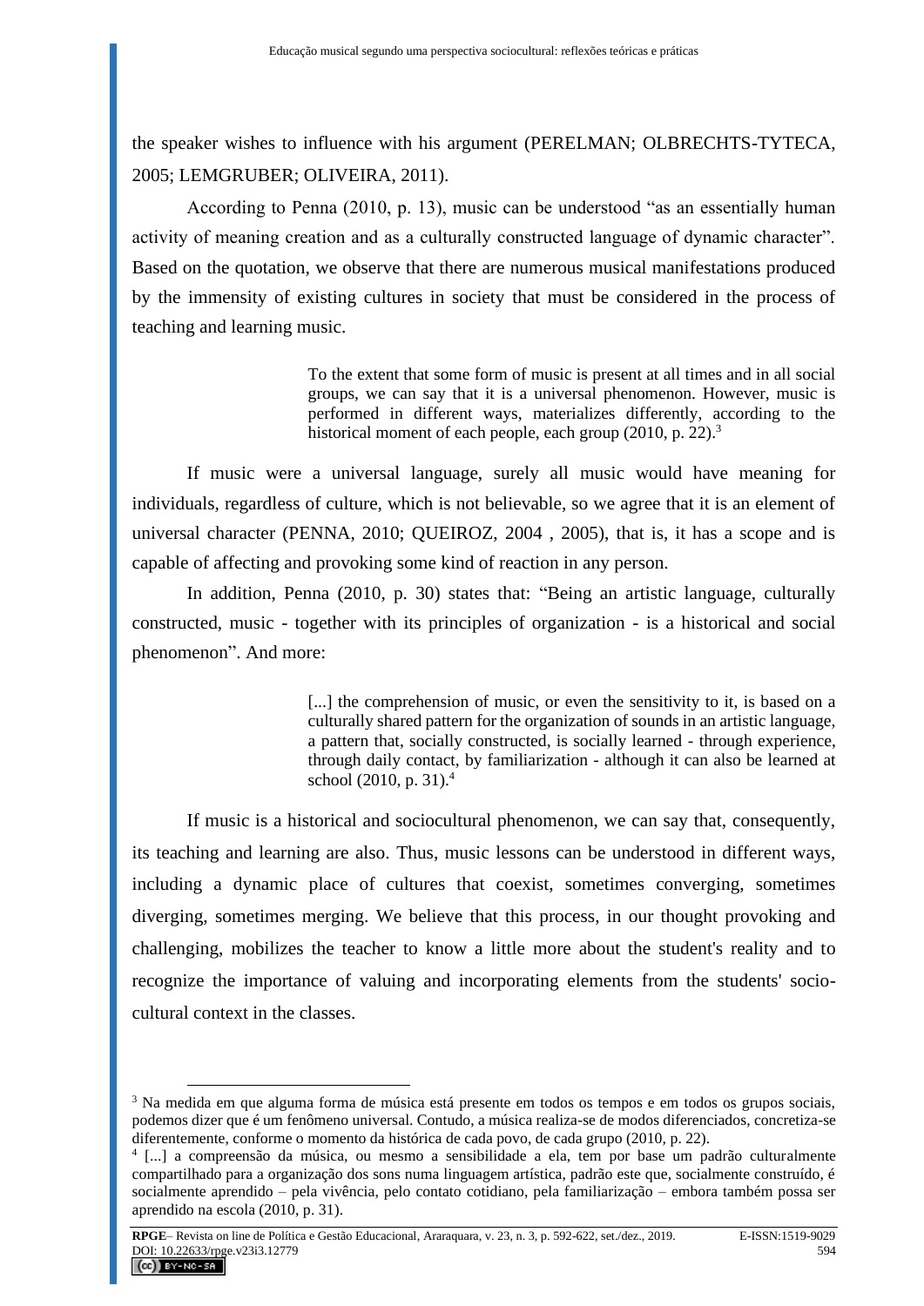the speaker wishes to influence with his argument (PERELMAN; OLBRECHTS-TYTECA, 2005; LEMGRUBER; OLIVEIRA, 2011).

According to Penna (2010, p. 13), music can be understood "as an essentially human activity of meaning creation and as a culturally constructed language of dynamic character". Based on the quotation, we observe that there are numerous musical manifestations produced by the immensity of existing cultures in society that must be considered in the process of teaching and learning music.

> To the extent that some form of music is present at all times and in all social groups, we can say that it is a universal phenomenon. However, music is performed in different ways, materializes differently, according to the historical moment of each people, each group (2010, p. 22).[3]

If music were a universal language, surely all music would have meaning for individuals, regardless of culture, which is not believable, so we agree that it is an element of universal character (PENNA, 2010; QUEIROZ, 2004 , 2005), that is, it has a scope and is capable of affecting and provoking some kind of reaction in any person.

In addition, Penna (2010, p. 30) states that: "Being an artistic language, culturally constructed, music - together with its principles of organization - is a historical and social phenomenon". And more:

> [...] the comprehension of music, or even the sensitivity to it, is based on a culturally shared pattern for the organization of sounds in an artistic language, a pattern that, socially constructed, is socially learned - through experience, through daily contact, by familiarization - although it can also be learned at school (2010, p. 31).[4]

If music is a historical and sociocultural phenomenon, we can say that, consequently, its teaching and learning are also. Thus, music lessons can be understood in different ways, including a dynamic place of cultures that coexist, sometimes converging, sometimes diverging, sometimes merging. We believe that this process, in our thought provoking and challenging, mobilizes the teacher to know a little more about the student's reality and to recognize the importance of valuing and incorporating elements from the students' socio-cultural context in the classes.

---

[3] Na medida em que alguma forma de música está presente em todos os tempos e em todos os grupos sociais, podemos dizer que é um fenômeno universal. Contudo, a música realiza-se de modos diferenciados, concretiza-se diferentemente, conforme o momento da histórica de cada povo, de cada grupo (2010, p. 22).

[4] [...] a compreensão da música, ou mesmo a sensibilidade a ela, tem por base um padrão culturalmente compartilhado para a organização dos sons numa linguagem artística, padrão este que, socialmente construído, é socialmente aprendido – pela vivência, pelo contato cotidiano, pela familiarização – embora também possa ser aprendido na escola (2010, p. 31).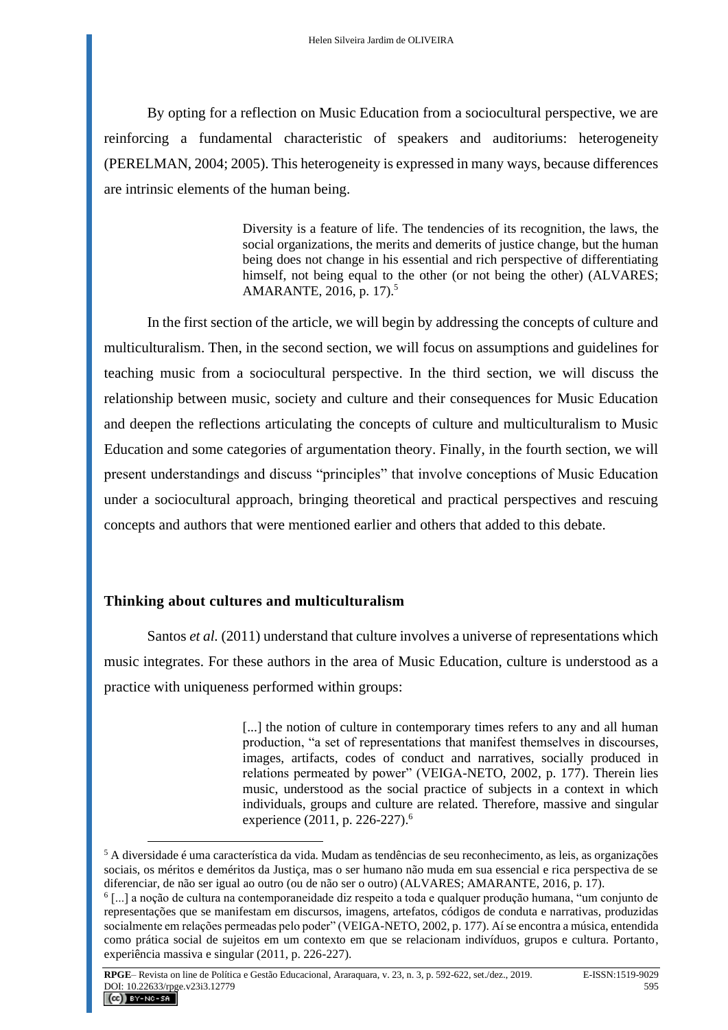By opting for a reflection on Music Education from a sociocultural perspective, we are reinforcing a fundamental characteristic of speakers and auditoriums: heterogeneity (PERELMAN, 2004; 2005). This heterogeneity is expressed in many ways, because differences are intrinsic elements of the human being.

> Diversity is a feature of life. The tendencies of its recognition, the laws, the social organizations, the merits and demerits of justice change, but the human being does not change in his essential and rich perspective of differentiating himself, not being equal to the other (or not being the other) (ALVARES; AMARANTE, 2016, p. 17).[5]

In the first section of the article, we will begin by addressing the concepts of culture and multiculturalism. Then, in the second section, we will focus on assumptions and guidelines for teaching music from a sociocultural perspective. In the third section, we will discuss the relationship between music, society and culture and their consequences for Music Education and deepen the reflections articulating the concepts of culture and multiculturalism to Music Education and some categories of argumentation theory. Finally, in the fourth section, we will present understandings and discuss "principles" that involve conceptions of Music Education under a sociocultural approach, bringing theoretical and practical perspectives and rescuing concepts and authors that were mentioned earlier and others that added to this debate.

## Thinking about cultures and multiculturalism

Santos *et al.* (2011) understand that culture involves a universe of representations which music integrates. For these authors in the area of Music Education, culture is understood as a practice with uniqueness performed within groups:

> [...] the notion of culture in contemporary times refers to any and all human production, "a set of representations that manifest themselves in discourses, images, artifacts, codes of conduct and narratives, socially produced in relations permeated by power" (VEIGA-NETO, 2002, p. 177). Therein lies music, understood as the social practice of subjects in a context in which individuals, groups and culture are related. Therefore, massive and singular experience (2011, p. 226-227).[6]

---

[5] A diversidade é uma característica da vida. Mudam as tendências de seu reconhecimento, as leis, as organizações sociais, os méritos e deméritos da Justiça, mas o ser humano não muda em sua essencial e rica perspectiva de se diferenciar, de não ser igual ao outro (ou de não ser o outro) (ALVARES; AMARANTE, 2016, p. 17).

[6] [...] a noção de cultura na contemporaneidade diz respeito a toda e qualquer produção humana, "um conjunto de representações que se manifestam em discursos, imagens, artefatos, códigos de conduta e narrativas, produzidas socialmente em relações permeadas pelo poder" (VEIGA-NETO, 2002, p. 177). Aí se encontra a música, entendida como prática social de sujeitos em um contexto em que se relacionam indivíduos, grupos e cultura. Portanto, experiência massiva e singular (2011, p. 226-227).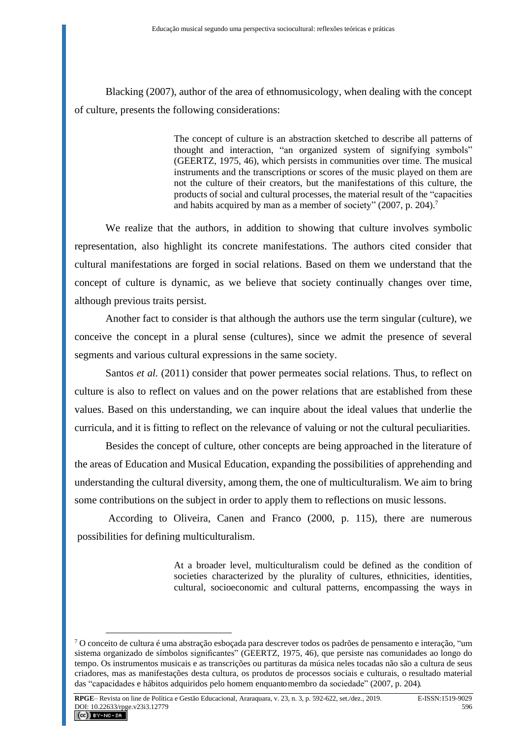Blacking (2007), author of the area of ethnomusicology, when dealing with the concept of culture, presents the following considerations:

> The concept of culture is an abstraction sketched to describe all patterns of thought and interaction, "an organized system of signifying symbols" (GEERTZ, 1975, 46), which persists in communities over time. The musical instruments and the transcriptions or scores of the music played on them are not the culture of their creators, but the manifestations of this culture, the products of social and cultural processes, the material result of the "capacities and habits acquired by man as a member of society" (2007, p. 204).[7]

We realize that the authors, in addition to showing that culture involves symbolic representation, also highlight its concrete manifestations. The authors cited consider that cultural manifestations are forged in social relations. Based on them we understand that the concept of culture is dynamic, as we believe that society continually changes over time, although previous traits persist.

Another fact to consider is that although the authors use the term singular (culture), we conceive the concept in a plural sense (cultures), since we admit the presence of several segments and various cultural expressions in the same society.

Santos *et al.* (2011) consider that power permeates social relations. Thus, to reflect on culture is also to reflect on values and on the power relations that are established from these values. Based on this understanding, we can inquire about the ideal values that underlie the curricula, and it is fitting to reflect on the relevance of valuing or not the cultural peculiarities.

Besides the concept of culture, other concepts are being approached in the literature of the areas of Education and Musical Education, expanding the possibilities of apprehending and understanding the cultural diversity, among them, the one of multiculturalism. We aim to bring some contributions on the subject in order to apply them to reflections on music lessons.

According to Oliveira, Canen and Franco (2000, p. 115), there are numerous possibilities for defining multiculturalism.

> At a broader level, multiculturalism could be defined as the condition of societies characterized by the plurality of cultures, ethnicities, identities, cultural, socioeconomic and cultural patterns, encompassing the ways in

[7] O conceito de cultura é uma abstração esboçada para descrever todos os padrões de pensamento e interação, "um sistema organizado de símbolos significantes" (GEERTZ, 1975, 46), que persiste nas comunidades ao longo do tempo. Os instrumentos musicais e as transcrições ou partituras da música neles tocadas não são a cultura de seus criadores, mas as manifestações desta cultura, os produtos de processos sociais e culturais, o resultado material das "capacidades e hábitos adquiridos pelo homem enquanto membro da sociedade" (2007, p. 204).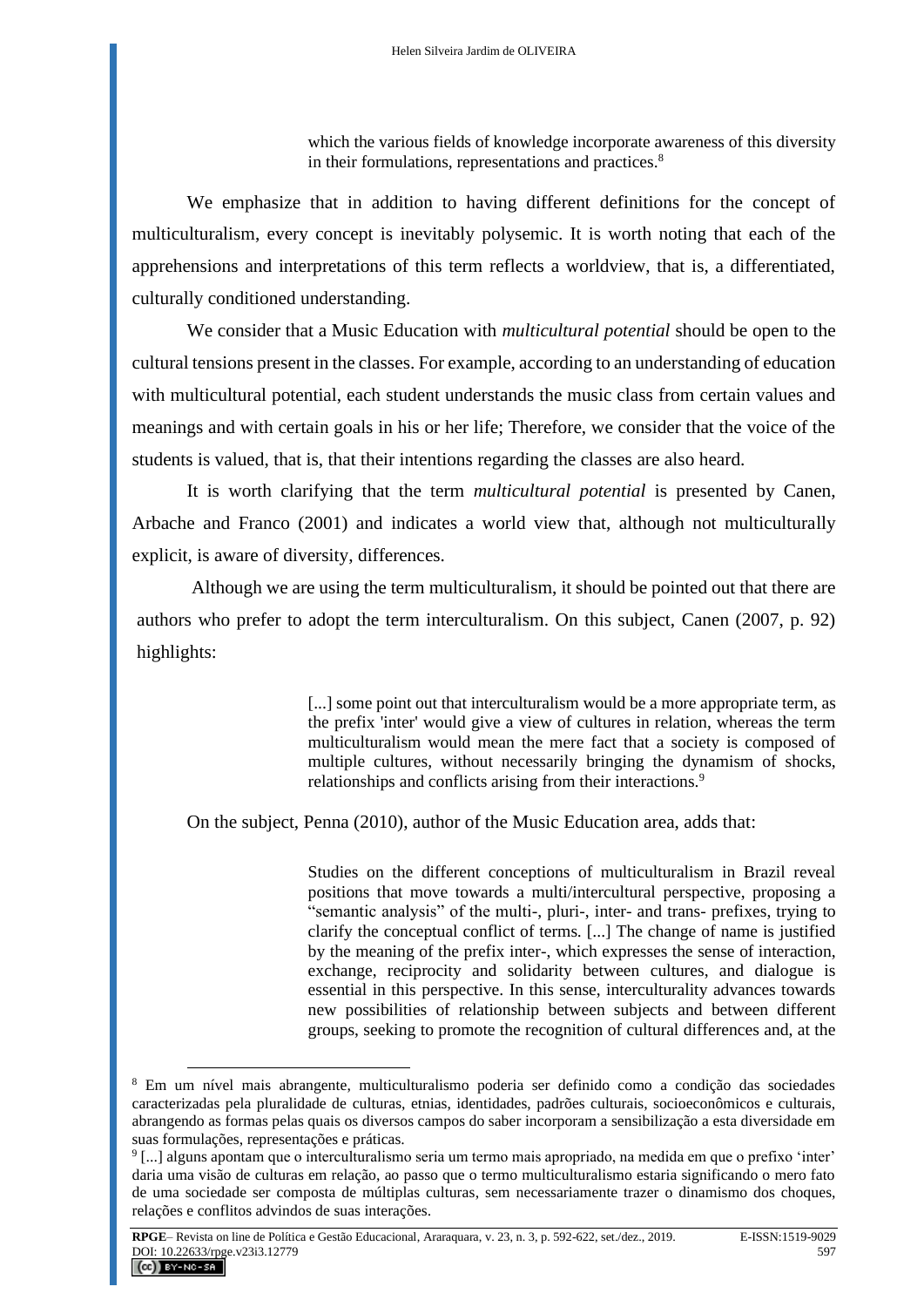> which the various fields of knowledge incorporate awareness of this diversity in their formulations, representations and practices.[8]

We emphasize that in addition to having different definitions for the concept of multiculturalism, every concept is inevitably polysemic. It is worth noting that each of the apprehensions and interpretations of this term reflects a worldview, that is, a differentiated, culturally conditioned understanding.

We consider that a Music Education with *multicultural potential* should be open to the cultural tensions present in the classes. For example, according to an understanding of education with multicultural potential, each student understands the music class from certain values and meanings and with certain goals in his or her life; Therefore, we consider that the voice of the students is valued, that is, that their intentions regarding the classes are also heard.

It is worth clarifying that the term *multicultural potential* is presented by Canen, Arbache and Franco (2001) and indicates a world view that, although not multiculturally explicit, is aware of diversity, differences.

Although we are using the term multiculturalism, it should be pointed out that there are authors who prefer to adopt the term interculturalism. On this subject, Canen (2007, p. 92) highlights:

> [...] some point out that interculturalism would be a more appropriate term, as the prefix 'inter' would give a view of cultures in relation, whereas the term multiculturalism would mean the mere fact that a society is composed of multiple cultures, without necessarily bringing the dynamism of shocks, relationships and conflicts arising from their interactions.[9]

On the subject, Penna (2010), author of the Music Education area, adds that:

> Studies on the different conceptions of multiculturalism in Brazil reveal positions that move towards a multi/intercultural perspective, proposing a "semantic analysis" of the multi-, pluri-, inter- and trans- prefixes, trying to clarify the conceptual conflict of terms. [...] The change of name is justified by the meaning of the prefix inter-, which expresses the sense of interaction, exchange, reciprocity and solidarity between cultures, and dialogue is essential in this perspective. In this sense, interculturality advances towards new possibilities of relationship between subjects and between different groups, seeking to promote the recognition of cultural differences and, at the

---

[8] Em um nível mais abrangente, multiculturalismo poderia ser definido como a condição das sociedades caracterizadas pela pluralidade de culturas, etnias, identidades, padrões culturais, socioeconômicos e culturais, abrangendo as formas pelas quais os diversos campos do saber incorporam a sensibilização a esta diversidade em suas formulações, representações e práticas.

[9] [...] alguns apontam que o interculturalismo seria um termo mais apropriado, na medida em que o prefixo 'inter' daria uma visão de culturas em relação, ao passo que o termo multiculturalismo estaria significando o mero fato de uma sociedade ser composta de múltiplas culturas, sem necessariamente trazer o dinamismo dos choques, relações e conflitos advindos de suas interações.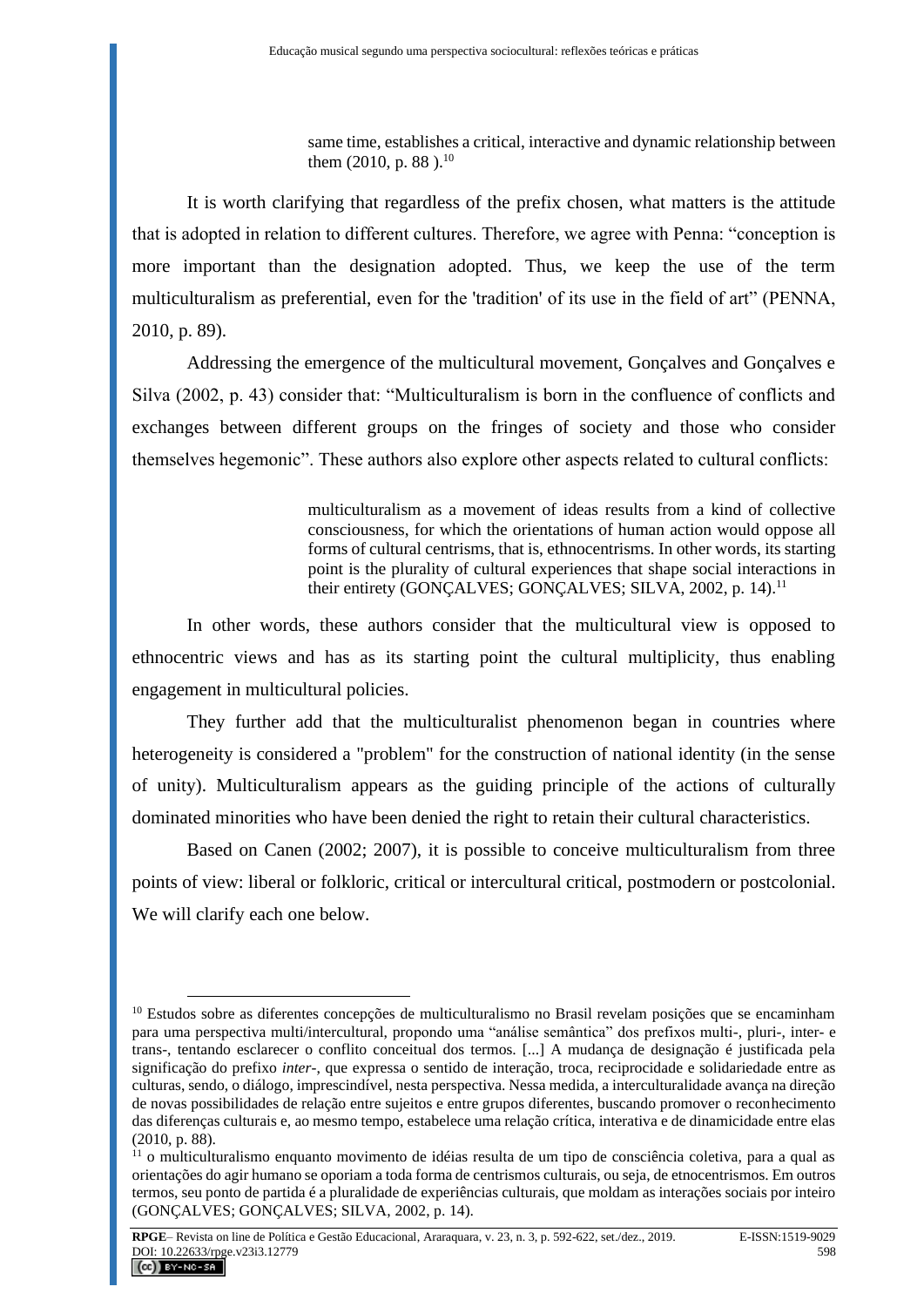> same time, establishes a critical, interactive and dynamic relationship between them (2010, p. 88 ).[10]

It is worth clarifying that regardless of the prefix chosen, what matters is the attitude that is adopted in relation to different cultures. Therefore, we agree with Penna: "conception is more important than the designation adopted. Thus, we keep the use of the term multiculturalism as preferential, even for the 'tradition' of its use in the field of art" (PENNA, 2010, p. 89).

Addressing the emergence of the multicultural movement, Gonçalves and Gonçalves e Silva (2002, p. 43) consider that: "Multiculturalism is born in the confluence of conflicts and exchanges between different groups on the fringes of society and those who consider themselves hegemonic". These authors also explore other aspects related to cultural conflicts:

> multiculturalism as a movement of ideas results from a kind of collective consciousness, for which the orientations of human action would oppose all forms of cultural centrisms, that is, ethnocentrisms. In other words, its starting point is the plurality of cultural experiences that shape social interactions in their entirety (GONÇALVES; GONÇALVES; SILVA, 2002, p. 14).[11]

In other words, these authors consider that the multicultural view is opposed to ethnocentric views and has as its starting point the cultural multiplicity, thus enabling engagement in multicultural policies.

They further add that the multiculturalist phenomenon began in countries where heterogeneity is considered a "problem" for the construction of national identity (in the sense of unity). Multiculturalism appears as the guiding principle of the actions of culturally dominated minorities who have been denied the right to retain their cultural characteristics.

Based on Canen (2002; 2007), it is possible to conceive multiculturalism from three points of view: liberal or folkloric, critical or intercultural critical, postmodern or postcolonial. We will clarify each one below.

---

[10] Estudos sobre as diferentes concepções de multiculturalismo no Brasil revelam posições que se encaminham para uma perspectiva multi/intercultural, propondo uma "análise semântica" dos prefixos multi-, pluri-, inter- e trans-, tentando esclarecer o conflito conceitual dos termos. [...] A mudança de designação é justificada pela significação do prefixo *inter-*, que expressa o sentido de interação, troca, reciprocidade e solidariedade entre as culturas, sendo, o diálogo, imprescindível, nesta perspectiva. Nessa medida, a interculturalidade avança na direção de novas possibilidades de relação entre sujeitos e entre grupos diferentes, buscando promover o reconhecimento das diferenças culturais e, ao mesmo tempo, estabelece uma relação crítica, interativa e de dinamicidade entre elas (2010, p. 88).

[11] o multiculturalismo enquanto movimento de idéias resulta de um tipo de consciência coletiva, para a qual as orientações do agir humano se oporiam a toda forma de centrismos culturais, ou seja, de etnocentrismos. Em outros termos, seu ponto de partida é a pluralidade de experiências culturais, que moldam as interações sociais por inteiro (GONÇALVES; GONÇALVES; SILVA, 2002, p. 14).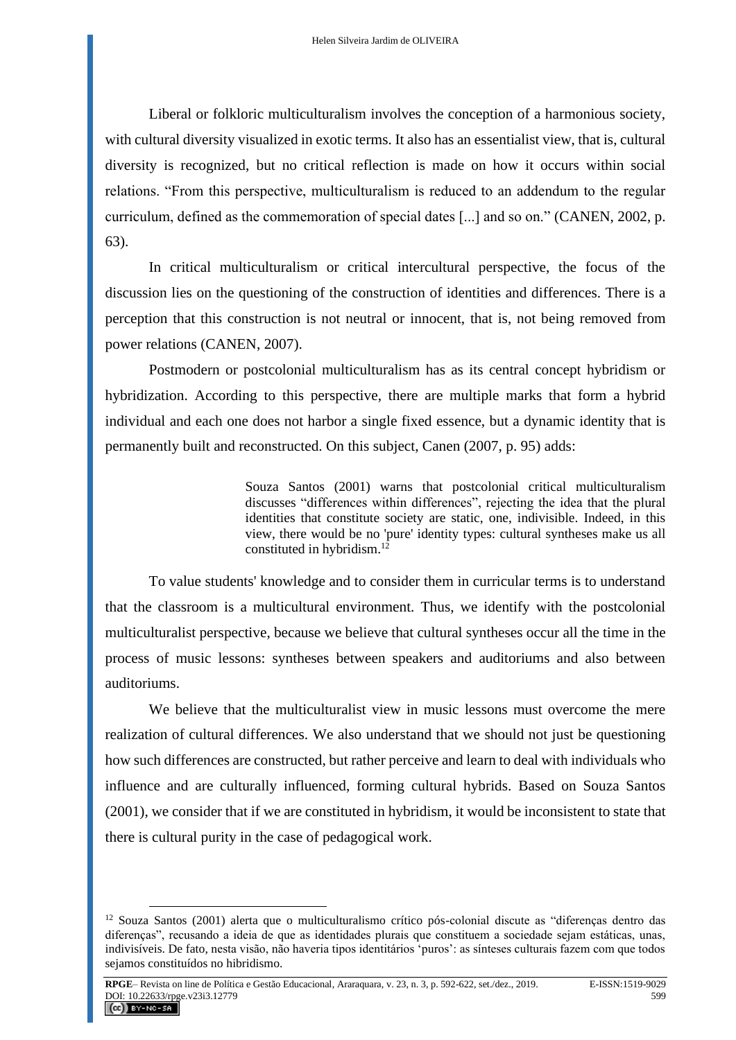Liberal or folkloric multiculturalism involves the conception of a harmonious society, with cultural diversity visualized in exotic terms. It also has an essentialist view, that is, cultural diversity is recognized, but no critical reflection is made on how it occurs within social relations. “From this perspective, multiculturalism is reduced to an addendum to the regular curriculum, defined as the commemoration of special dates [...] and so on.” (CANEN, 2002, p. 63).

In critical multiculturalism or critical intercultural perspective, the focus of the discussion lies on the questioning of the construction of identities and differences. There is a perception that this construction is not neutral or innocent, that is, not being removed from power relations (CANEN, 2007).

Postmodern or postcolonial multiculturalism has as its central concept hybridism or hybridization. According to this perspective, there are multiple marks that form a hybrid individual and each one does not harbor a single fixed essence, but a dynamic identity that is permanently built and reconstructed. On this subject, Canen (2007, p. 95) adds:

> Souza Santos (2001) warns that postcolonial critical multiculturalism discusses “differences within differences”, rejecting the idea that the plural identities that constitute society are static, one, indivisible. Indeed, in this view, there would be no 'pure' identity types: cultural syntheses make us all constituted in hybridism.[12]

To value students' knowledge and to consider them in curricular terms is to understand that the classroom is a multicultural environment. Thus, we identify with the postcolonial multiculturalist perspective, because we believe that cultural syntheses occur all the time in the process of music lessons: syntheses between speakers and auditoriums and also between auditoriums.

We believe that the multiculturalist view in music lessons must overcome the mere realization of cultural differences. We also understand that we should not just be questioning how such differences are constructed, but rather perceive and learn to deal with individuals who influence and are culturally influenced, forming cultural hybrids. Based on Souza Santos (2001), we consider that if we are constituted in hybridism, it would be inconsistent to state that there is cultural purity in the case of pedagogical work.

---

[12] Souza Santos (2001) alerta que o multiculturalismo crítico pós-colonial discute as “diferenças dentro das diferenças”, recusando a ideia de que as identidades plurais que constituem a sociedade sejam estáticas, unas, indivisíveis. De fato, nesta visão, não haveria tipos identitários ‘puros’: as sínteses culturais fazem com que todos sejamos constituídos no hibridismo.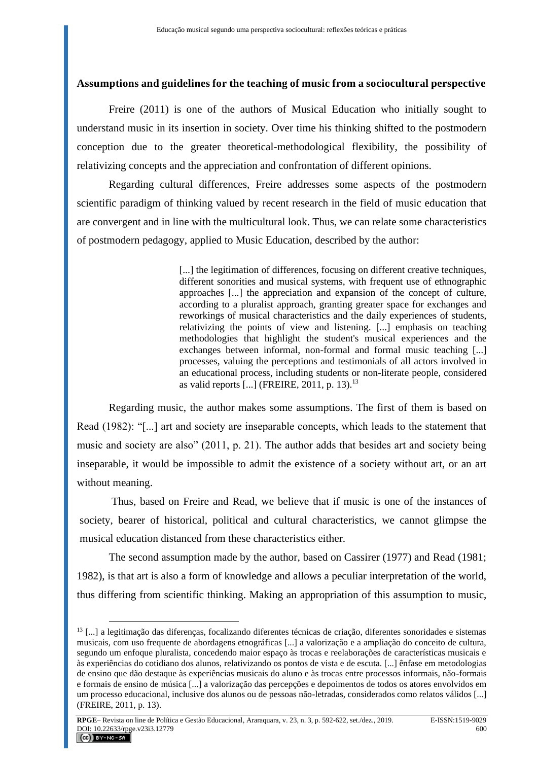## Assumptions and guidelines for the teaching of music from a sociocultural perspective

Freire (2011) is one of the authors of Musical Education who initially sought to understand music in its insertion in society. Over time his thinking shifted to the postmodern conception due to the greater theoretical-methodological flexibility, the possibility of relativizing concepts and the appreciation and confrontation of different opinions.

Regarding cultural differences, Freire addresses some aspects of the postmodern scientific paradigm of thinking valued by recent research in the field of music education that are convergent and in line with the multicultural look. Thus, we can relate some characteristics of postmodern pedagogy, applied to Music Education, described by the author:

> [...] the legitimation of differences, focusing on different creative techniques, different sonorities and musical systems, with frequent use of ethnographic approaches [...] the appreciation and expansion of the concept of culture, according to a pluralist approach, granting greater space for exchanges and reworkings of musical characteristics and the daily experiences of students, relativizing the points of view and listening. [...] emphasis on teaching methodologies that highlight the student's musical experiences and the exchanges between informal, non-formal and formal music teaching [...] processes, valuing the perceptions and testimonials of all actors involved in an educational process, including students or non-literate people, considered as valid reports [...] (FREIRE, 2011, p. 13).[13]

Regarding music, the author makes some assumptions. The first of them is based on Read (1982): "[...] art and society are inseparable concepts, which leads to the statement that music and society are also" (2011, p. 21). The author adds that besides art and society being inseparable, it would be impossible to admit the existence of a society without art, or an art without meaning.

Thus, based on Freire and Read, we believe that if music is one of the instances of society, bearer of historical, political and cultural characteristics, we cannot glimpse the musical education distanced from these characteristics either.

The second assumption made by the author, based on Cassirer (1977) and Read (1981; 1982), is that art is also a form of knowledge and allows a peculiar interpretation of the world, thus differing from scientific thinking. Making an appropriation of this assumption to music,

---

[13] [...] a legitimação das diferenças, focalizando diferentes técnicas de criação, diferentes sonoridades e sistemas musicais, com uso frequente de abordagens etnográficas [...] a valorização e a ampliação do conceito de cultura, segundo um enfoque pluralista, concedendo maior espaço às trocas e reelaborações de características musicais e às experiências do cotidiano dos alunos, relativizando os pontos de vista e de escuta. [...] ênfase em metodologias de ensino que dão destaque às experiências musicais do aluno e às trocas entre processos informais, não-formais e formais de ensino de música [...] a valorização das percepções e depoimentos de todos os atores envolvidos em um processo educacional, inclusive dos alunos ou de pessoas não-letradas, considerados como relatos válidos [...] (FREIRE, 2011, p. 13).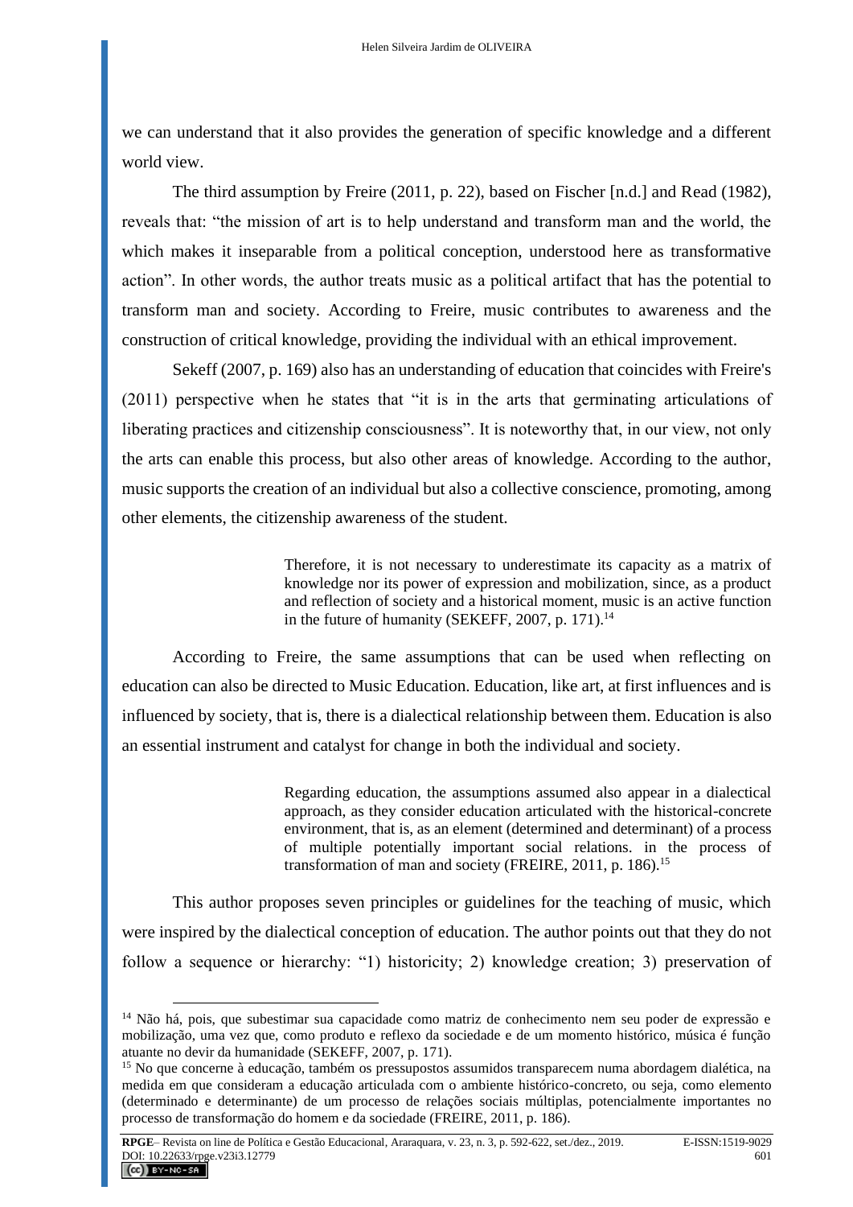we can understand that it also provides the generation of specific knowledge and a different world view.

The third assumption by Freire (2011, p. 22), based on Fischer [n.d.] and Read (1982), reveals that: "the mission of art is to help understand and transform man and the world, the which makes it inseparable from a political conception, understood here as transformative action". In other words, the author treats music as a political artifact that has the potential to transform man and society. According to Freire, music contributes to awareness and the construction of critical knowledge, providing the individual with an ethical improvement.

Sekeff (2007, p. 169) also has an understanding of education that coincides with Freire's (2011) perspective when he states that "it is in the arts that germinating articulations of liberating practices and citizenship consciousness". It is noteworthy that, in our view, not only the arts can enable this process, but also other areas of knowledge. According to the author, music supports the creation of an individual but also a collective conscience, promoting, among other elements, the citizenship awareness of the student.

> Therefore, it is not necessary to underestimate its capacity as a matrix of knowledge nor its power of expression and mobilization, since, as a product and reflection of society and a historical moment, music is an active function in the future of humanity (SEKEFF, 2007, p. 171).[14]

According to Freire, the same assumptions that can be used when reflecting on education can also be directed to Music Education. Education, like art, at first influences and is influenced by society, that is, there is a dialectical relationship between them. Education is also an essential instrument and catalyst for change in both the individual and society.

> Regarding education, the assumptions assumed also appear in a dialectical approach, as they consider education articulated with the historical-concrete environment, that is, as an element (determined and determinant) of a process of multiple potentially important social relations. in the process of transformation of man and society (FREIRE, 2011, p. 186).[15]

This author proposes seven principles or guidelines for the teaching of music, which were inspired by the dialectical conception of education. The author points out that they do not follow a sequence or hierarchy: "1) historicity; 2) knowledge creation; 3) preservation of

---

[14] Não há, pois, que subestimar sua capacidade como matriz de conhecimento nem seu poder de expressão e mobilização, uma vez que, como produto e reflexo da sociedade e de um momento histórico, música é função atuante no devir da humanidade (SEKEFF, 2007, p. 171).

[15] No que concerne à educação, também os pressupostos assumidos transparecem numa abordagem dialética, na medida em que consideram a educação articulada com o ambiente histórico-concreto, ou seja, como elemento (determinado e determinante) de um processo de relações sociais múltiplas, potencialmente importantes no processo de transformação do homem e da sociedade (FREIRE, 2011, p. 186).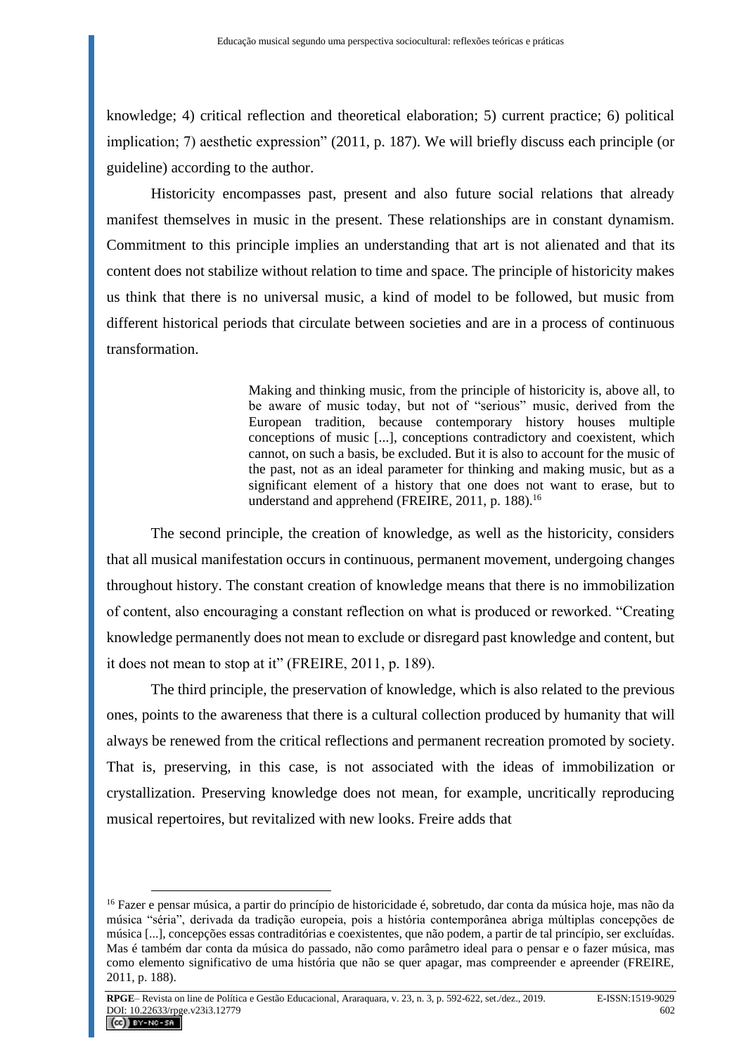knowledge; 4) critical reflection and theoretical elaboration; 5) current practice; 6) political implication; 7) aesthetic expression" (2011, p. 187). We will briefly discuss each principle (or guideline) according to the author.

Historicity encompasses past, present and also future social relations that already manifest themselves in music in the present. These relationships are in constant dynamism. Commitment to this principle implies an understanding that art is not alienated and that its content does not stabilize without relation to time and space. The principle of historicity makes us think that there is no universal music, a kind of model to be followed, but music from different historical periods that circulate between societies and are in a process of continuous transformation.

> Making and thinking music, from the principle of historicity is, above all, to be aware of music today, but not of "serious" music, derived from the European tradition, because contemporary history houses multiple conceptions of music [...], conceptions contradictory and coexistent, which cannot, on such a basis, be excluded. But it is also to account for the music of the past, not as an ideal parameter for thinking and making music, but as a significant element of a history that one does not want to erase, but to understand and apprehend (FREIRE, 2011, p. 188).[16]

The second principle, the creation of knowledge, as well as the historicity, considers that all musical manifestation occurs in continuous, permanent movement, undergoing changes throughout history. The constant creation of knowledge means that there is no immobilization of content, also encouraging a constant reflection on what is produced or reworked. "Creating knowledge permanently does not mean to exclude or disregard past knowledge and content, but it does not mean to stop at it" (FREIRE, 2011, p. 189).

The third principle, the preservation of knowledge, which is also related to the previous ones, points to the awareness that there is a cultural collection produced by humanity that will always be renewed from the critical reflections and permanent recreation promoted by society. That is, preserving, in this case, is not associated with the ideas of immobilization or crystallization. Preserving knowledge does not mean, for example, uncritically reproducing musical repertoires, but revitalized with new looks. Freire adds that

---

[16] Fazer e pensar música, a partir do princípio de historicidade é, sobretudo, dar conta da música hoje, mas não da música "séria", derivada da tradição europeia, pois a história contemporânea abriga múltiplas concepções de música [...], concepções essas contraditórias e coexistentes, que não podem, a partir de tal princípio, ser excluídas. Mas é também dar conta da música do passado, não como parâmetro ideal para o pensar e o fazer música, mas como elemento significativo de uma história que não se quer apagar, mas compreender e apreender (FREIRE, 2011, p. 188).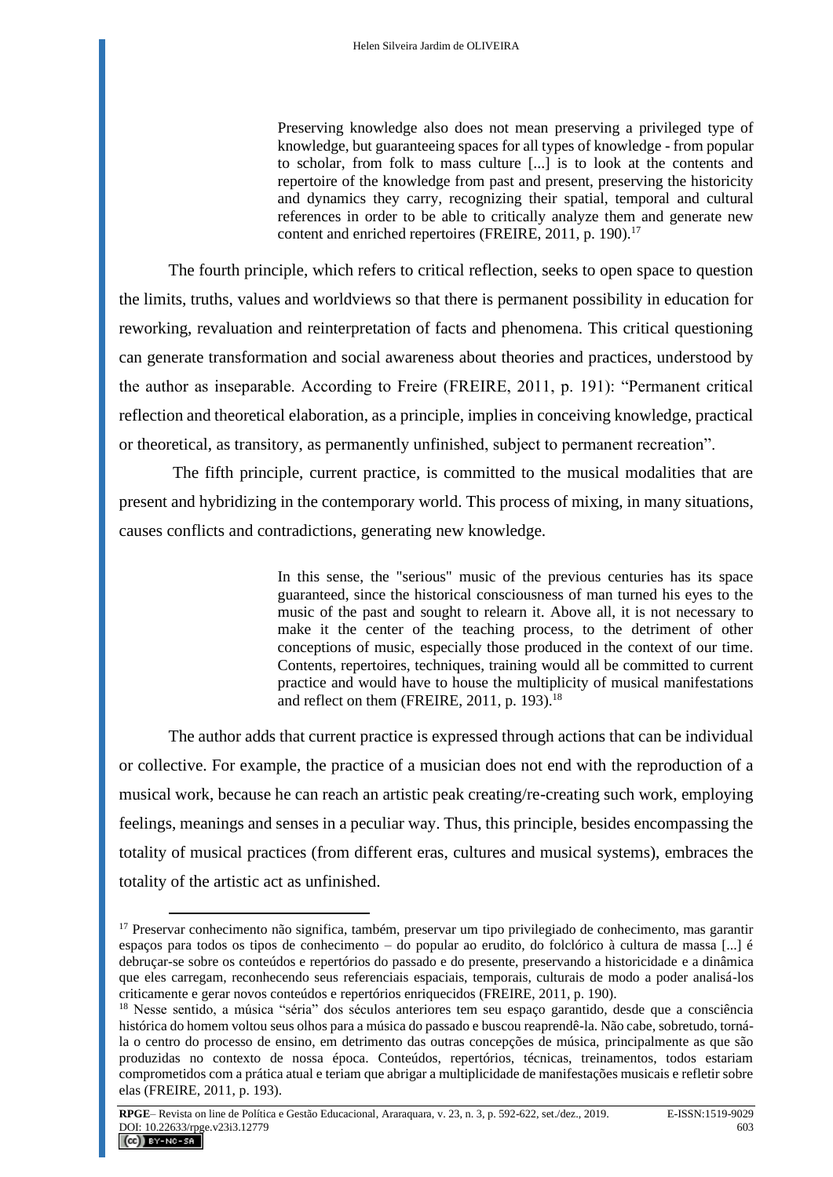> Preserving knowledge also does not mean preserving a privileged type of knowledge, but guaranteeing spaces for all types of knowledge - from popular to scholar, from folk to mass culture [...] is to look at the contents and repertoire of the knowledge from past and present, preserving the historicity and dynamics they carry, recognizing their spatial, temporal and cultural references in order to be able to critically analyze them and generate new content and enriched repertoires (FREIRE, 2011, p. 190).[17]

The fourth principle, which refers to critical reflection, seeks to open space to question the limits, truths, values and worldviews so that there is permanent possibility in education for reworking, revaluation and reinterpretation of facts and phenomena. This critical questioning can generate transformation and social awareness about theories and practices, understood by the author as inseparable. According to Freire (FREIRE, 2011, p. 191): "Permanent critical reflection and theoretical elaboration, as a principle, implies in conceiving knowledge, practical or theoretical, as transitory, as permanently unfinished, subject to permanent recreation".

The fifth principle, current practice, is committed to the musical modalities that are present and hybridizing in the contemporary world. This process of mixing, in many situations, causes conflicts and contradictions, generating new knowledge.

> In this sense, the "serious" music of the previous centuries has its space guaranteed, since the historical consciousness of man turned his eyes to the music of the past and sought to relearn it. Above all, it is not necessary to make it the center of the teaching process, to the detriment of other conceptions of music, especially those produced in the context of our time. Contents, repertoires, techniques, training would all be committed to current practice and would have to house the multiplicity of musical manifestations and reflect on them (FREIRE, 2011, p. 193).[18]

The author adds that current practice is expressed through actions that can be individual or collective. For example, the practice of a musician does not end with the reproduction of a musical work, because he can reach an artistic peak creating/re-creating such work, employing feelings, meanings and senses in a peculiar way. Thus, this principle, besides encompassing the totality of musical practices (from different eras, cultures and musical systems), embraces the totality of the artistic act as unfinished.

---

[17] Preservar conhecimento não significa, também, preservar um tipo privilegiado de conhecimento, mas garantir espaços para todos os tipos de conhecimento – do popular ao erudito, do folclórico à cultura de massa [...] é debruçar-se sobre os conteúdos e repertórios do passado e do presente, preservando a historicidade e a dinâmica que eles carregam, reconhecendo seus referenciais espaciais, temporais, culturais de modo a poder analisá-los criticamente e gerar novos conteúdos e repertórios enriquecidos (FREIRE, 2011, p. 190).

[18] Nesse sentido, a música "séria" dos séculos anteriores tem seu espaço garantido, desde que a consciência histórica do homem voltou seus olhos para a música do passado e buscou reaprendê-la. Não cabe, sobretudo, torná-la o centro do processo de ensino, em detrimento das outras concepções de música, principalmente as que são produzidas no contexto de nossa época. Conteúdos, repertórios, técnicas, treinamentos, todos estariam comprometidos com a prática atual e teriam que abrigar a multiplicidade de manifestações musicais e refletir sobre elas (FREIRE, 2011, p. 193).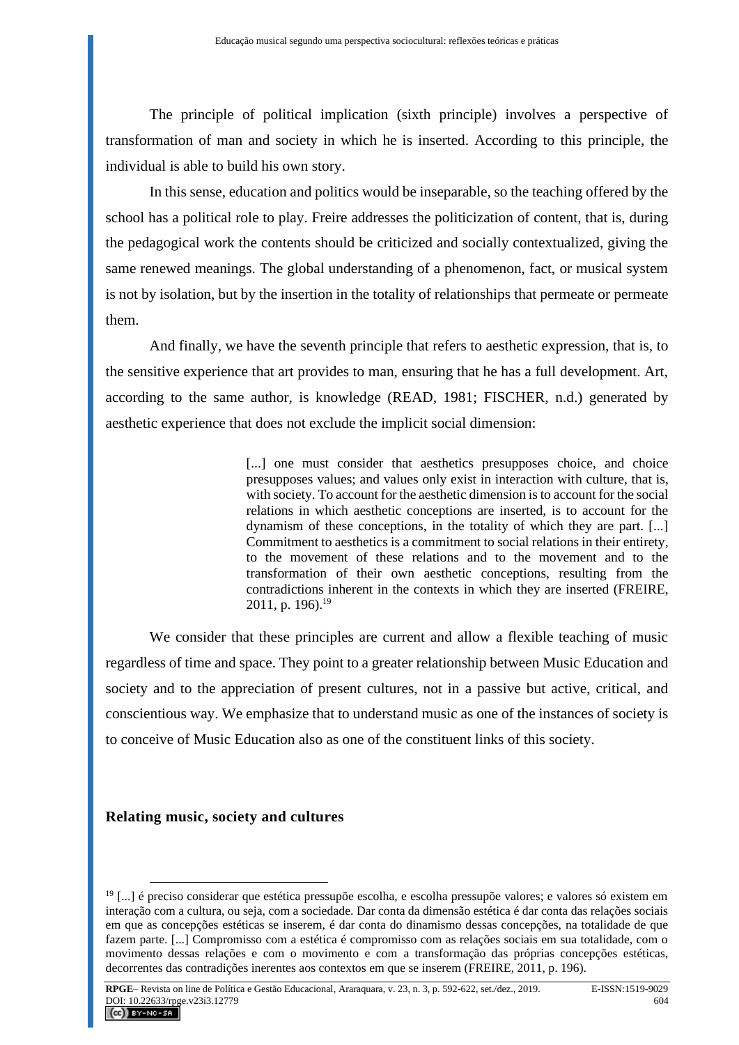The principle of political implication (sixth principle) involves a perspective of transformation of man and society in which he is inserted. According to this principle, the individual is able to build his own story.

In this sense, education and politics would be inseparable, so the teaching offered by the school has a political role to play. Freire addresses the politicization of content, that is, during the pedagogical work the contents should be criticized and socially contextualized, giving the same renewed meanings. The global understanding of a phenomenon, fact, or musical system is not by isolation, but by the insertion in the totality of relationships that permeate or permeate them.

And finally, we have the seventh principle that refers to aesthetic expression, that is, to the sensitive experience that art provides to man, ensuring that he has a full development. Art, according to the same author, is knowledge (READ, 1981; FISCHER, n.d.) generated by aesthetic experience that does not exclude the implicit social dimension:

> [...] one must consider that aesthetics presupposes choice, and choice presupposes values; and values only exist in interaction with culture, that is, with society. To account for the aesthetic dimension is to account for the social relations in which aesthetic conceptions are inserted, is to account for the dynamism of these conceptions, in the totality of which they are part. [...] Commitment to aesthetics is a commitment to social relations in their entirety, to the movement of these relations and to the movement and to the transformation of their own aesthetic conceptions, resulting from the contradictions inherent in the contexts in which they are inserted (FREIRE, 2011, p. 196).[19]

We consider that these principles are current and allow a flexible teaching of music regardless of time and space. They point to a greater relationship between Music Education and society and to the appreciation of present cultures, not in a passive but active, critical, and conscientious way. We emphasize that to understand music as one of the instances of society is to conceive of Music Education also as one of the constituent links of this society.

## Relating music, society and cultures

[19] [...] é preciso considerar que estética pressupõe escolha, e escolha pressupõe valores; e valores só existem em interação com a cultura, ou seja, com a sociedade. Dar conta da dimensão estética é dar conta das relações sociais em que as concepções estéticas se inserem, é dar conta do dinamismo dessas concepções, na totalidade de que fazem parte. [...] Compromisso com a estética é compromisso com as relações sociais em sua totalidade, com o movimento dessas relações e com o movimento e com a transformação das próprias concepções estéticas, decorrentes das contradições inerentes aos contextos em que se inserem (FREIRE, 2011, p. 196).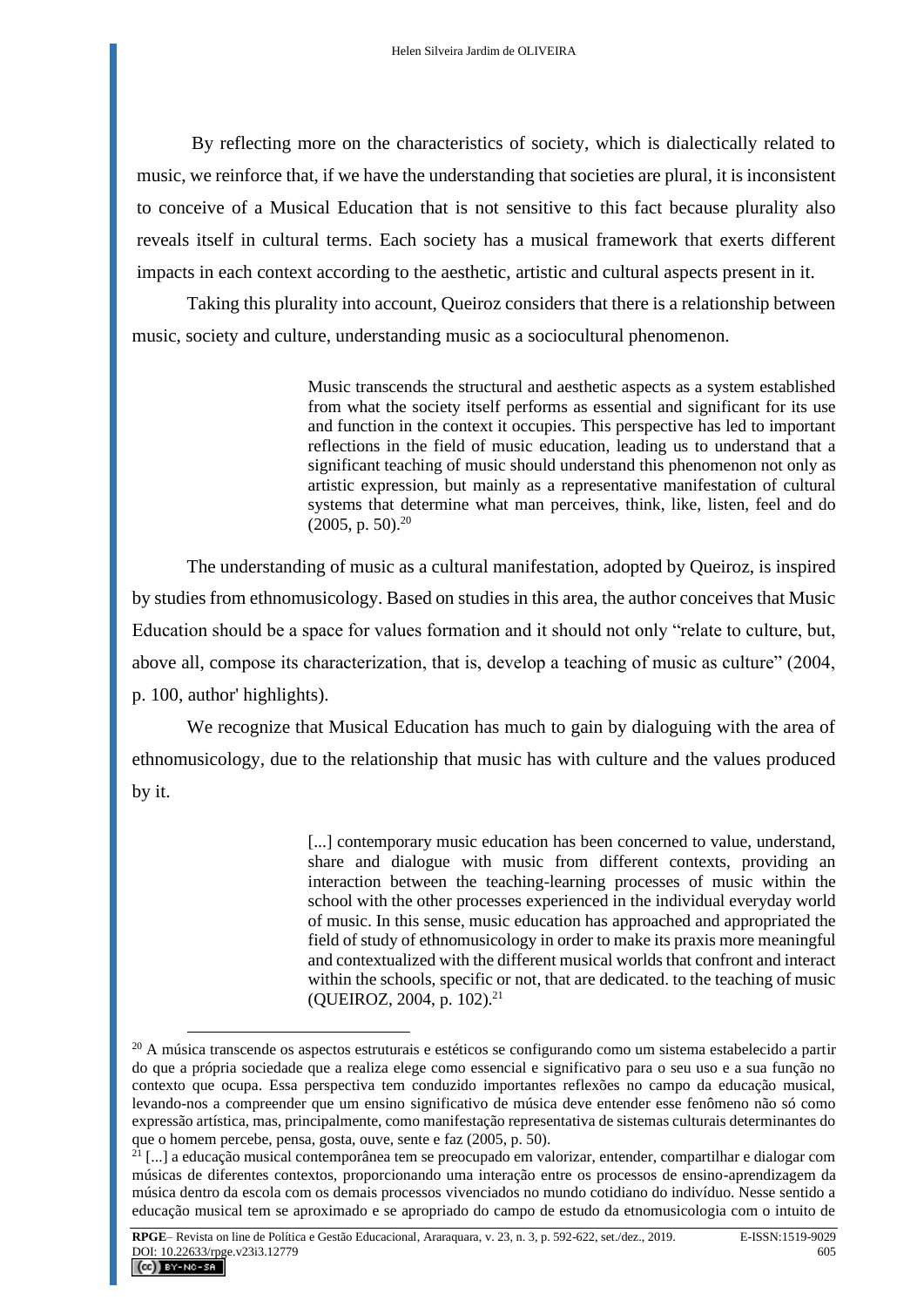By reflecting more on the characteristics of society, which is dialectically related to music, we reinforce that, if we have the understanding that societies are plural, it is inconsistent to conceive of a Musical Education that is not sensitive to this fact because plurality also reveals itself in cultural terms. Each society has a musical framework that exerts different impacts in each context according to the aesthetic, artistic and cultural aspects present in it.

Taking this plurality into account, Queiroz considers that there is a relationship between music, society and culture, understanding music as a sociocultural phenomenon.

> Music transcends the structural and aesthetic aspects as a system established from what the society itself performs as essential and significant for its use and function in the context it occupies. This perspective has led to important reflections in the field of music education, leading us to understand that a significant teaching of music should understand this phenomenon not only as artistic expression, but mainly as a representative manifestation of cultural systems that determine what man perceives, think, like, listen, feel and do (2005, p. 50).[20]

The understanding of music as a cultural manifestation, adopted by Queiroz, is inspired by studies from ethnomusicology. Based on studies in this area, the author conceives that Music Education should be a space for values formation and it should not only "relate to culture, but, above all, compose its characterization, that is, develop a teaching of music as culture" (2004, p. 100, author' highlights).

We recognize that Musical Education has much to gain by dialoguing with the area of ethnomusicology, due to the relationship that music has with culture and the values produced by it.

> [...] contemporary music education has been concerned to value, understand, share and dialogue with music from different contexts, providing an interaction between the teaching-learning processes of music within the school with the other processes experienced in the individual everyday world of music. In this sense, music education has approached and appropriated the field of study of ethnomusicology in order to make its praxis more meaningful and contextualized with the different musical worlds that confront and interact within the schools, specific or not, that are dedicated. to the teaching of music (QUEIROZ, 2004, p. 102).[21]

---

[20] A música transcende os aspectos estruturais e estéticos se configurando como um sistema estabelecido a partir do que a própria sociedade que a realiza elege como essencial e significativo para o seu uso e a sua função no contexto que ocupa. Essa perspectiva tem conduzido importantes reflexões no campo da educação musical, levando-nos a compreender que um ensino significativo de música deve entender esse fenômeno não só como expressão artística, mas, principalmente, como manifestação representativa de sistemas culturais determinantes do que o homem percebe, pensa, gosta, ouve, sente e faz (2005, p. 50).

[21] [...] a educação musical contemporânea tem se preocupado em valorizar, entender, compartilhar e dialogar com músicas de diferentes contextos, proporcionando uma interação entre os processos de ensino-aprendizagem da música dentro da escola com os demais processos vivenciados no mundo cotidiano do indivíduo. Nesse sentido a educação musical tem se aproximado e se apropriado do campo de estudo da etnomusicologia com o intuito de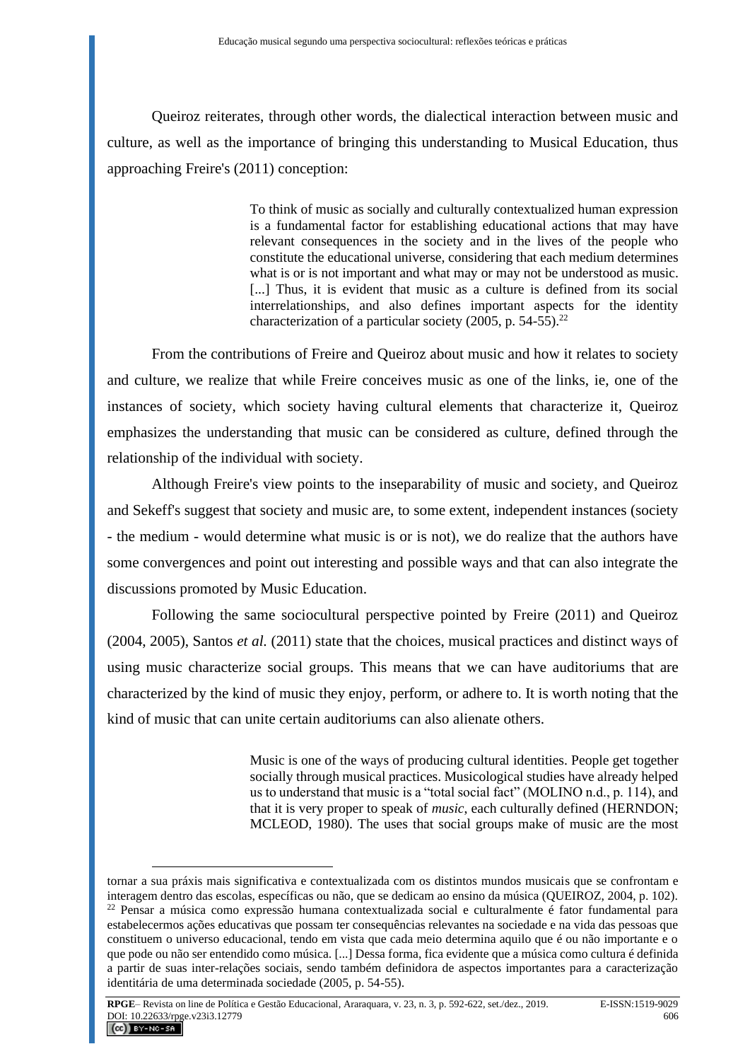Queiroz reiterates, through other words, the dialectical interaction between music and culture, as well as the importance of bringing this understanding to Musical Education, thus approaching Freire's (2011) conception:

> To think of music as socially and culturally contextualized human expression is a fundamental factor for establishing educational actions that may have relevant consequences in the society and in the lives of the people who constitute the educational universe, considering that each medium determines what is or is not important and what may or may not be understood as music. [...] Thus, it is evident that music as a culture is defined from its social interrelationships, and also defines important aspects for the identity characterization of a particular society (2005, p. 54-55).[22]

From the contributions of Freire and Queiroz about music and how it relates to society and culture, we realize that while Freire conceives music as one of the links, ie, one of the instances of society, which society having cultural elements that characterize it, Queiroz emphasizes the understanding that music can be considered as culture, defined through the relationship of the individual with society.

Although Freire's view points to the inseparability of music and society, and Queiroz and Sekeff's suggest that society and music are, to some extent, independent instances (society - the medium - would determine what music is or is not), we do realize that the authors have some convergences and point out interesting and possible ways and that can also integrate the discussions promoted by Music Education.

Following the same sociocultural perspective pointed by Freire (2011) and Queiroz (2004, 2005), Santos *et al.* (2011) state that the choices, musical practices and distinct ways of using music characterize social groups. This means that we can have auditoriums that are characterized by the kind of music they enjoy, perform, or adhere to. It is worth noting that the kind of music that can unite certain auditoriums can also alienate others.

> Music is one of the ways of producing cultural identities. People get together socially through musical practices. Musicological studies have already helped us to understand that music is a "total social fact" (MOLINO n.d., p. 114), and that it is very proper to speak of *music*, each culturally defined (HERNDON; MCLEOD, 1980). The uses that social groups make of music are the most

---

tornar a sua práxis mais significativa e contextualizada com os distintos mundos musicais que se confrontam e interagem dentro das escolas, específicas ou não, que se dedicam ao ensino da música (QUEIROZ, 2004, p. 102).

[22] Pensar a música como expressão humana contextualizada social e culturalmente é fator fundamental para estabelecermos ações educativas que possam ter consequências relevantes na sociedade e na vida das pessoas que constituem o universo educacional, tendo em vista que cada meio determina aquilo que é ou não importante e o que pode ou não ser entendido como música. [...] Dessa forma, fica evidente que a música como cultura é definida a partir de suas inter-relações sociais, sendo também definidora de aspectos importantes para a caracterização identitária de uma determinada sociedade (2005, p. 54-55).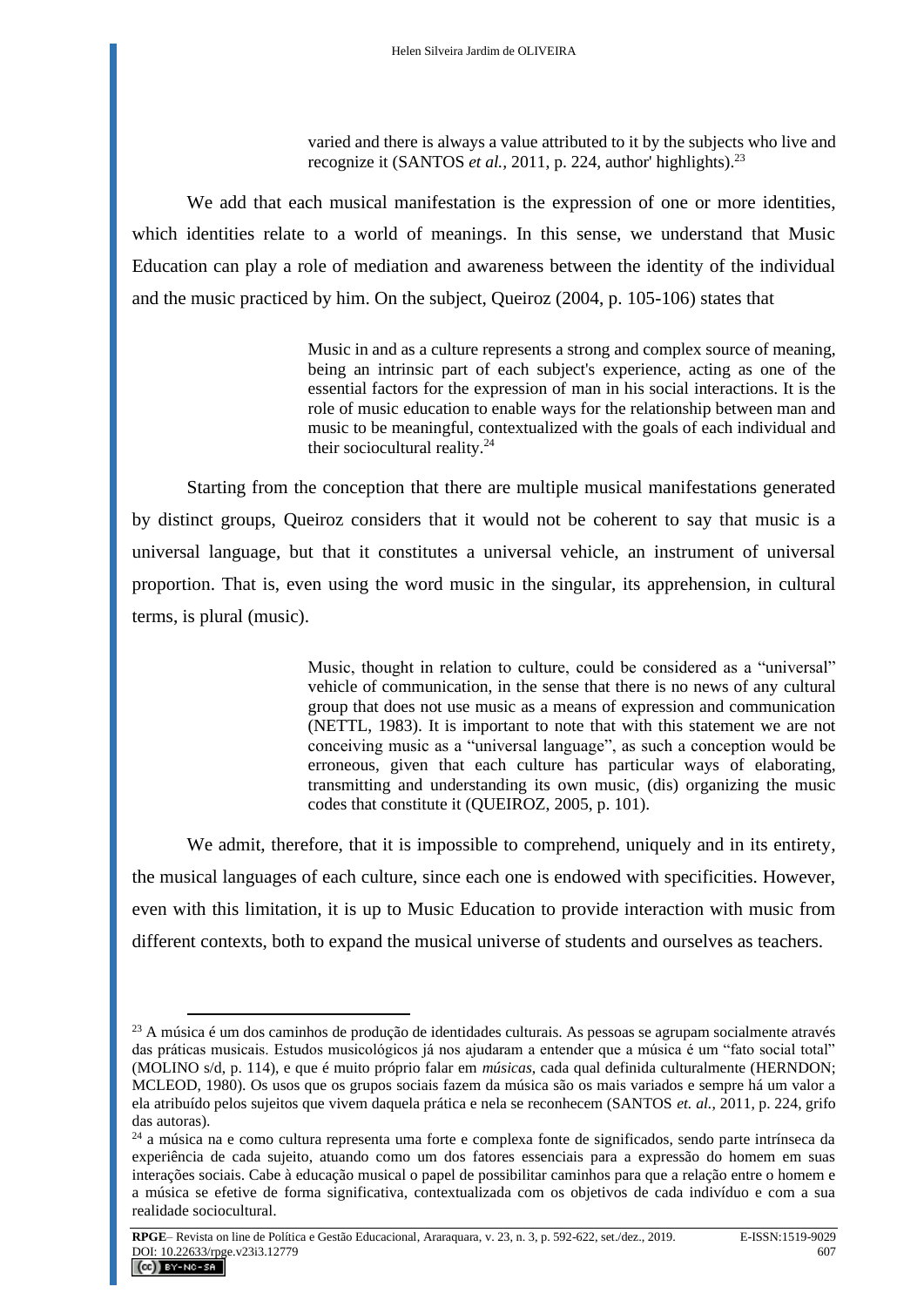> varied and there is always a value attributed to it by the subjects who live and recognize it (SANTOS *et al.*, 2011, p. 224, author' highlights).[23]

We add that each musical manifestation is the expression of one or more identities, which identities relate to a world of meanings. In this sense, we understand that Music Education can play a role of mediation and awareness between the identity of the individual and the music practiced by him. On the subject, Queiroz (2004, p. 105-106) states that

> Music in and as a culture represents a strong and complex source of meaning, being an intrinsic part of each subject's experience, acting as one of the essential factors for the expression of man in his social interactions. It is the role of music education to enable ways for the relationship between man and music to be meaningful, contextualized with the goals of each individual and their sociocultural reality.[24]

Starting from the conception that there are multiple musical manifestations generated by distinct groups, Queiroz considers that it would not be coherent to say that music is a universal language, but that it constitutes a universal vehicle, an instrument of universal proportion. That is, even using the word music in the singular, its apprehension, in cultural terms, is plural (music).

> Music, thought in relation to culture, could be considered as a "universal" vehicle of communication, in the sense that there is no news of any cultural group that does not use music as a means of expression and communication (NETTL, 1983). It is important to note that with this statement we are not conceiving music as a "universal language", as such a conception would be erroneous, given that each culture has particular ways of elaborating, transmitting and understanding its own music, (dis) organizing the music codes that constitute it (QUEIROZ, 2005, p. 101).

We admit, therefore, that it is impossible to comprehend, uniquely and in its entirety, the musical languages of each culture, since each one is endowed with specificities. However, even with this limitation, it is up to Music Education to provide interaction with music from different contexts, both to expand the musical universe of students and ourselves as teachers.

---

[23] A música é um dos caminhos de produção de identidades culturais. As pessoas se agrupam socialmente através das práticas musicais. Estudos musicológicos já nos ajudaram a entender que a música é um "fato social total" (MOLINO s/d, p. 114), e que é muito próprio falar em *músicas*, cada qual definida culturalmente (HERNDON; MCLEOD, 1980). Os usos que os grupos sociais fazem da música são os mais variados e sempre há um valor a ela atribuído pelos sujeitos que vivem daquela prática e nela se reconhecem (SANTOS *et. al.*, 2011, p. 224, grifo das autoras).

[24] a música na e como cultura representa uma forte e complexa fonte de significados, sendo parte intrínseca da experiência de cada sujeito, atuando como um dos fatores essenciais para a expressão do homem em suas interações sociais. Cabe à educação musical o papel de possibilitar caminhos para que a relação entre o homem e a música se efetive de forma significativa, contextualizada com os objetivos de cada indivíduo e com a sua realidade sociocultural.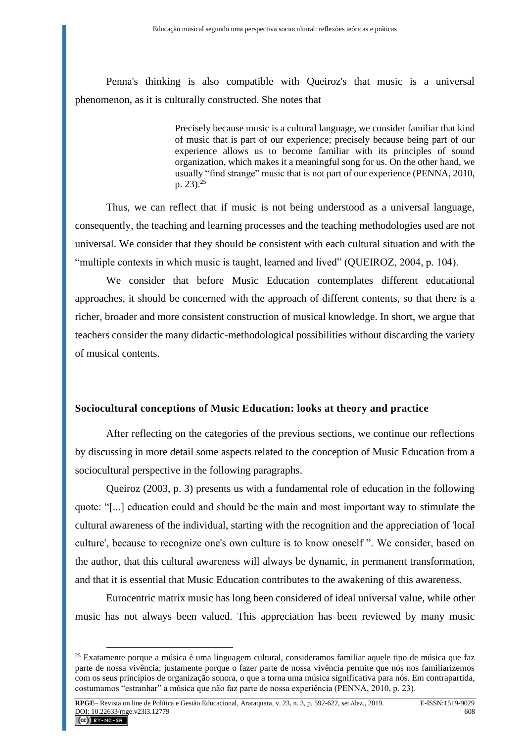Penna's thinking is also compatible with Queiroz's that music is a universal phenomenon, as it is culturally constructed. She notes that

> Precisely because music is a cultural language, we consider familiar that kind of music that is part of our experience; precisely because being part of our experience allows us to become familiar with its principles of sound organization, which makes it a meaningful song for us. On the other hand, we usually "find strange" music that is not part of our experience (PENNA, 2010, p. 23).[25]

Thus, we can reflect that if music is not being understood as a universal language, consequently, the teaching and learning processes and the teaching methodologies used are not universal. We consider that they should be consistent with each cultural situation and with the "multiple contexts in which music is taught, learned and lived" (QUEIROZ, 2004, p. 104).

We consider that before Music Education contemplates different educational approaches, it should be concerned with the approach of different contents, so that there is a richer, broader and more consistent construction of musical knowledge. In short, we argue that teachers consider the many didactic-methodological possibilities without discarding the variety of musical contents.

## Sociocultural conceptions of Music Education: looks at theory and practice

After reflecting on the categories of the previous sections, we continue our reflections by discussing in more detail some aspects related to the conception of Music Education from a sociocultural perspective in the following paragraphs.

Queiroz (2003, p. 3) presents us with a fundamental role of education in the following quote: "[...] education could and should be the main and most important way to stimulate the cultural awareness of the individual, starting with the recognition and the appreciation of 'local culture', because to recognize one's own culture is to know oneself ". We consider, based on the author, that this cultural awareness will always be dynamic, in permanent transformation, and that it is essential that Music Education contributes to the awakening of this awareness.

Eurocentric matrix music has long been considered of ideal universal value, while other music has not always been valued. This appreciation has been reviewed by many music

---

[25] Exatamente porque a música é uma linguagem cultural, consideramos familiar aquele tipo de música que faz parte de nossa vivência; justamente porque o fazer parte de nossa vivência permite que nós nos familiarizemos com os seus princípios de organização sonora, o que a torna uma música significativa para nós. Em contrapartida, costumamos "estranhar" a música que não faz parte de nossa experiência (PENNA, 2010, p. 23).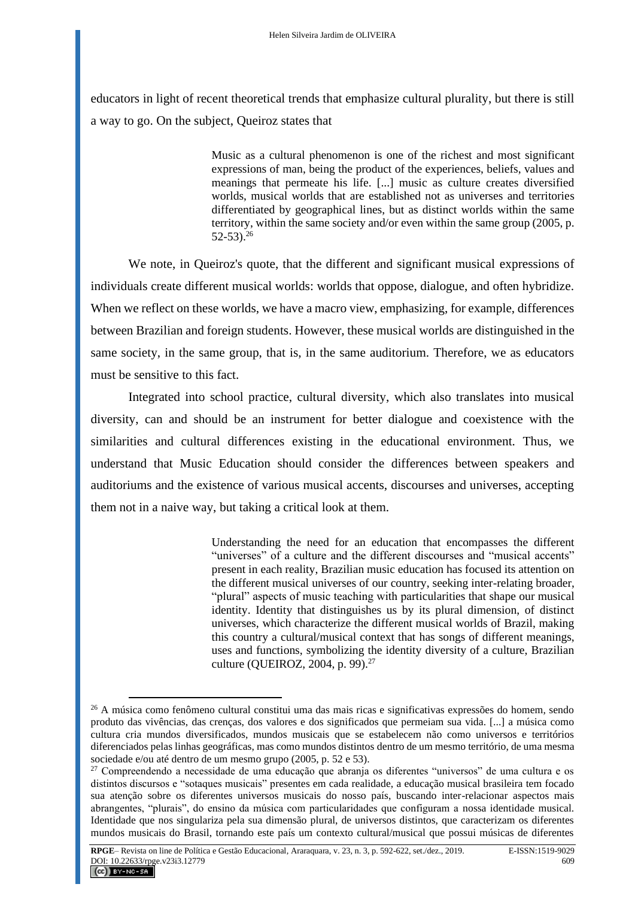educators in light of recent theoretical trends that emphasize cultural plurality, but there is still a way to go. On the subject, Queiroz states that

> Music as a cultural phenomenon is one of the richest and most significant expressions of man, being the product of the experiences, beliefs, values and meanings that permeate his life. [...] music as culture creates diversified worlds, musical worlds that are established not as universes and territories differentiated by geographical lines, but as distinct worlds within the same territory, within the same society and/or even within the same group (2005, p. 52-53).[26]

We note, in Queiroz's quote, that the different and significant musical expressions of individuals create different musical worlds: worlds that oppose, dialogue, and often hybridize. When we reflect on these worlds, we have a macro view, emphasizing, for example, differences between Brazilian and foreign students. However, these musical worlds are distinguished in the same society, in the same group, that is, in the same auditorium. Therefore, we as educators must be sensitive to this fact.

Integrated into school practice, cultural diversity, which also translates into musical diversity, can and should be an instrument for better dialogue and coexistence with the similarities and cultural differences existing in the educational environment. Thus, we understand that Music Education should consider the differences between speakers and auditoriums and the existence of various musical accents, discourses and universes, accepting them not in a naive way, but taking a critical look at them.

> Understanding the need for an education that encompasses the different "universes" of a culture and the different discourses and "musical accents" present in each reality, Brazilian music education has focused its attention on the different musical universes of our country, seeking inter-relating broader, "plural" aspects of music teaching with particularities that shape our musical identity. Identity that distinguishes us by its plural dimension, of distinct universes, which characterize the different musical worlds of Brazil, making this country a cultural/musical context that has songs of different meanings, uses and functions, symbolizing the identity diversity of a culture, Brazilian culture (QUEIROZ, 2004, p. 99).[27]

---

[26] A música como fenômeno cultural constitui uma das mais ricas e significativas expressões do homem, sendo produto das vivências, das crenças, dos valores e dos significados que permeiam sua vida. [...] a música como cultura cria mundos diversificados, mundos musicais que se estabelecem não como universos e territórios diferenciados pelas linhas geográficas, mas como mundos distintos dentro de um mesmo território, de uma mesma sociedade e/ou até dentro de um mesmo grupo (2005, p. 52 e 53).

[27] Compreendendo a necessidade de uma educação que abranja os diferentes "universos" de uma cultura e os distintos discursos e "sotaques musicais" presentes em cada realidade, a educação musical brasileira tem focado sua atenção sobre os diferentes universos musicais do nosso país, buscando inter-relacionar aspectos mais abrangentes, "plurais", do ensino da música com particularidades que configuram a nossa identidade musical. Identidade que nos singulariza pela sua dimensão plural, de universos distintos, que caracterizam os diferentes mundos musicais do Brasil, tornando este país um contexto cultural/musical que possui músicas de diferentes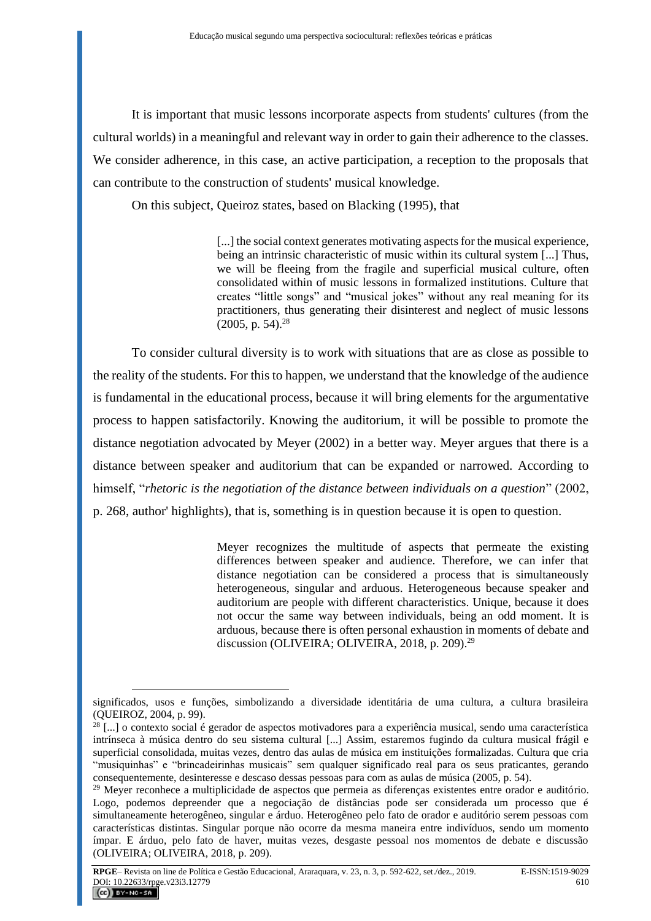It is important that music lessons incorporate aspects from students' cultures (from the cultural worlds) in a meaningful and relevant way in order to gain their adherence to the classes. We consider adherence, in this case, an active participation, a reception to the proposals that can contribute to the construction of students' musical knowledge.

On this subject, Queiroz states, based on Blacking (1995), that

> [...] the social context generates motivating aspects for the musical experience, being an intrinsic characteristic of music within its cultural system [...] Thus, we will be fleeing from the fragile and superficial musical culture, often consolidated within of music lessons in formalized institutions. Culture that creates "little songs" and "musical jokes" without any real meaning for its practitioners, thus generating their disinterest and neglect of music lessons (2005, p. 54).[28]

To consider cultural diversity is to work with situations that are as close as possible to the reality of the students. For this to happen, we understand that the knowledge of the audience is fundamental in the educational process, because it will bring elements for the argumentative process to happen satisfactorily. Knowing the auditorium, it will be possible to promote the distance negotiation advocated by Meyer (2002) in a better way. Meyer argues that there is a distance between speaker and auditorium that can be expanded or narrowed. According to himself, "*rhetoric is the negotiation of the distance between individuals on a question*" (2002, p. 268, author' highlights), that is, something is in question because it is open to question.

> Meyer recognizes the multitude of aspects that permeate the existing differences between speaker and audience. Therefore, we can infer that distance negotiation can be considered a process that is simultaneously heterogeneous, singular and arduous. Heterogeneous because speaker and auditorium are people with different characteristics. Unique, because it does not occur the same way between individuals, being an odd moment. It is arduous, because there is often personal exhaustion in moments of debate and discussion (OLIVEIRA; OLIVEIRA, 2018, p. 209).[29]

---

significados, usos e funções, simbolizando a diversidade identitária de uma cultura, a cultura brasileira (QUEIROZ, 2004, p. 99).

[28] [...] o contexto social é gerador de aspectos motivadores para a experiência musical, sendo uma característica intrínseca à música dentro do seu sistema cultural [...] Assim, estaremos fugindo da cultura musical frágil e superficial consolidada, muitas vezes, dentro das aulas de música em instituições formalizadas. Cultura que cria "musiquinhas" e "brincadeirinhas musicais" sem qualquer significado real para os seus praticantes, gerando consequentemente, desinteresse e descaso dessas pessoas para com as aulas de música (2005, p. 54).

[29] Meyer reconhece a multiplicidade de aspectos que permeia as diferenças existentes entre orador e auditório. Logo, podemos depreender que a negociação de distâncias pode ser considerada um processo que é simultaneamente heterogêneo, singular e árduo. Heterogêneo pelo fato de orador e auditório serem pessoas com características distintas. Singular porque não ocorre da mesma maneira entre indivíduos, sendo um momento ímpar. E árduo, pelo fato de haver, muitas vezes, desgaste pessoal nos momentos de debate e discussão (OLIVEIRA; OLIVEIRA, 2018, p. 209).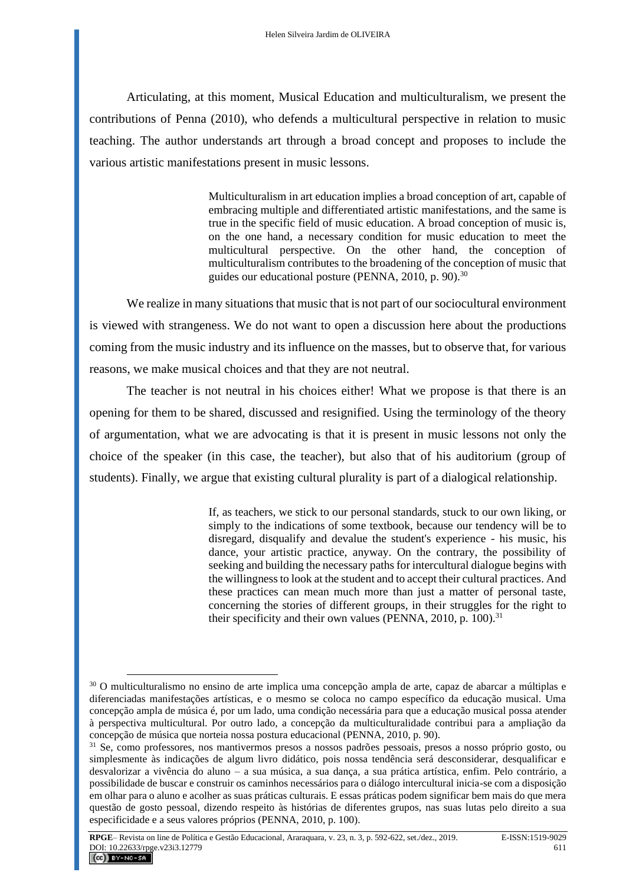Articulating, at this moment, Musical Education and multiculturalism, we present the contributions of Penna (2010), who defends a multicultural perspective in relation to music teaching. The author understands art through a broad concept and proposes to include the various artistic manifestations present in music lessons.

> Multiculturalism in art education implies a broad conception of art, capable of embracing multiple and differentiated artistic manifestations, and the same is true in the specific field of music education. A broad conception of music is, on the one hand, a necessary condition for music education to meet the multicultural perspective. On the other hand, the conception of multiculturalism contributes to the broadening of the conception of music that guides our educational posture (PENNA, 2010, p. 90).[30]

We realize in many situations that music that is not part of our sociocultural environment is viewed with strangeness. We do not want to open a discussion here about the productions coming from the music industry and its influence on the masses, but to observe that, for various reasons, we make musical choices and that they are not neutral.

The teacher is not neutral in his choices either! What we propose is that there is an opening for them to be shared, discussed and resignified. Using the terminology of the theory of argumentation, what we are advocating is that it is present in music lessons not only the choice of the speaker (in this case, the teacher), but also that of his auditorium (group of students). Finally, we argue that existing cultural plurality is part of a dialogical relationship.

> If, as teachers, we stick to our personal standards, stuck to our own liking, or simply to the indications of some textbook, because our tendency will be to disregard, disqualify and devalue the student's experience - his music, his dance, your artistic practice, anyway. On the contrary, the possibility of seeking and building the necessary paths for intercultural dialogue begins with the willingness to look at the student and to accept their cultural practices. And these practices can mean much more than just a matter of personal taste, concerning the stories of different groups, in their struggles for the right to their specificity and their own values (PENNA, 2010, p. 100).[31]

---

[30] O multiculturalismo no ensino de arte implica uma concepção ampla de arte, capaz de abarcar a múltiplas e diferenciadas manifestações artísticas, e o mesmo se coloca no campo específico da educação musical. Uma concepção ampla de música é, por um lado, uma condição necessária para que a educação musical possa atender à perspectiva multicultural. Por outro lado, a concepção da multiculturalidade contribui para a ampliação da concepção de música que norteia nossa postura educacional (PENNA, 2010, p. 90).

[31] Se, como professores, nos mantivermos presos a nossos padrões pessoais, presos a nosso próprio gosto, ou simplesmente às indicações de algum livro didático, pois nossa tendência será desconsiderar, desqualificar e desvalorizar a vivência do aluno – a sua música, a sua dança, a sua prática artística, enfim. Pelo contrário, a possibilidade de buscar e construir os caminhos necessários para o diálogo intercultural inicia-se com a disposição em olhar para o aluno e acolher as suas práticas culturais. E essas práticas podem significar bem mais do que mera questão de gosto pessoal, dizendo respeito às histórias de diferentes grupos, nas suas lutas pelo direito a sua especificidade e a seus valores próprios (PENNA, 2010, p. 100).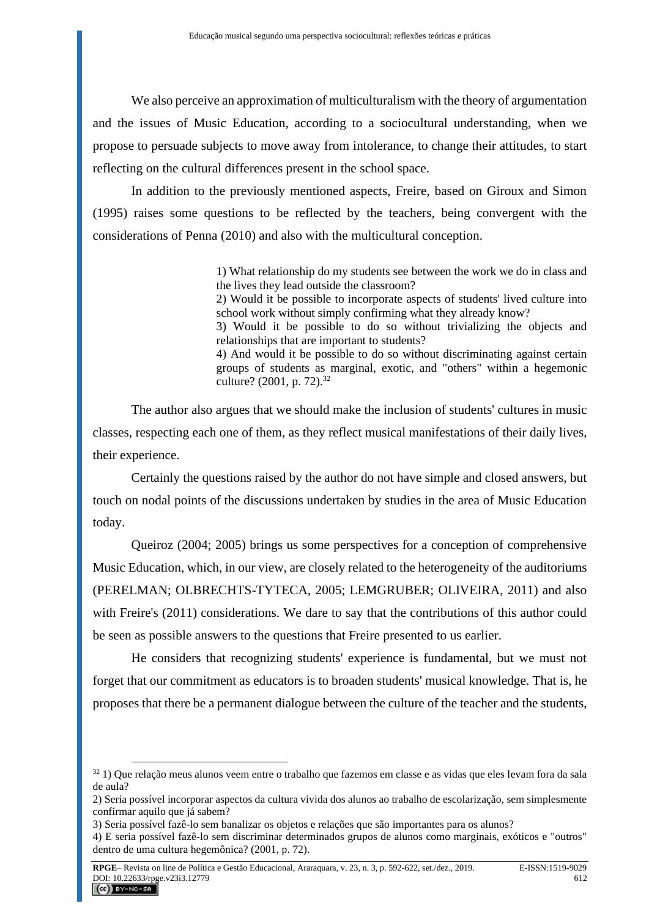We also perceive an approximation of multiculturalism with the theory of argumentation and the issues of Music Education, according to a sociocultural understanding, when we propose to persuade subjects to move away from intolerance, to change their attitudes, to start reflecting on the cultural differences present in the school space.

In addition to the previously mentioned aspects, Freire, based on Giroux and Simon (1995) raises some questions to be reflected by the teachers, being convergent with the considerations of Penna (2010) and also with the multicultural conception.

> 1) What relationship do my students see between the work we do in class and the lives they lead outside the classroom?
> 2) Would it be possible to incorporate aspects of students' lived culture into school work without simply confirming what they already know?
> 3) Would it be possible to do so without trivializing the objects and relationships that are important to students?
> 4) And would it be possible to do so without discriminating against certain groups of students as marginal, exotic, and "others" within a hegemonic culture? (2001, p. 72).[32]

The author also argues that we should make the inclusion of students' cultures in music classes, respecting each one of them, as they reflect musical manifestations of their daily lives, their experience.

Certainly the questions raised by the author do not have simple and closed answers, but touch on nodal points of the discussions undertaken by studies in the area of Music Education today.

Queiroz (2004; 2005) brings us some perspectives for a conception of comprehensive Music Education, which, in our view, are closely related to the heterogeneity of the auditoriums (PERELMAN; OLBRECHTS-TYTECA, 2005; LEMGRUBER; OLIVEIRA, 2011) and also with Freire's (2011) considerations. We dare to say that the contributions of this author could be seen as possible answers to the questions that Freire presented to us earlier.

He considers that recognizing students' experience is fundamental, but we must not forget that our commitment as educators is to broaden students' musical knowledge. That is, he proposes that there be a permanent dialogue between the culture of the teacher and the students,

---

[32] 1) Que relação meus alunos veem entre o trabalho que fazemos em classe e as vidas que eles levam fora da sala de aula?
2) Seria possível incorporar aspectos da cultura vivida dos alunos ao trabalho de escolarização, sem simplesmente confirmar aquilo que já sabem?
3) Seria possível fazê-lo sem banalizar os objetos e relações que são importantes para os alunos?
4) E seria possível fazê-lo sem discriminar determinados grupos de alunos como marginais, exóticos e "outros" dentro de uma cultura hegemônica? (2001, p. 72).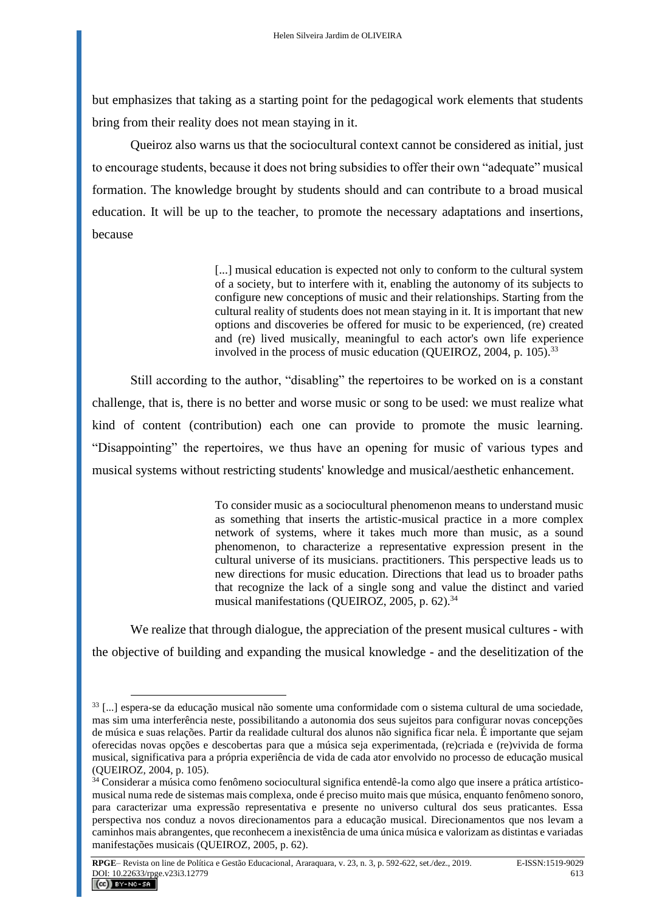but emphasizes that taking as a starting point for the pedagogical work elements that students bring from their reality does not mean staying in it.

Queiroz also warns us that the sociocultural context cannot be considered as initial, just to encourage students, because it does not bring subsidies to offer their own “adequate” musical formation. The knowledge brought by students should and can contribute to a broad musical education. It will be up to the teacher, to promote the necessary adaptations and insertions, because

> [...] musical education is expected not only to conform to the cultural system of a society, but to interfere with it, enabling the autonomy of its subjects to configure new conceptions of music and their relationships. Starting from the cultural reality of students does not mean staying in it. It is important that new options and discoveries be offered for music to be experienced, (re) created and (re) lived musically, meaningful to each actor's own life experience involved in the process of music education (QUEIROZ, 2004, p. 105).[33]

Still according to the author, “disabling” the repertoires to be worked on is a constant challenge, that is, there is no better and worse music or song to be used: we must realize what kind of content (contribution) each one can provide to promote the music learning. “Disappointing” the repertoires, we thus have an opening for music of various types and musical systems without restricting students' knowledge and musical/aesthetic enhancement.

> To consider music as a sociocultural phenomenon means to understand music as something that inserts the artistic-musical practice in a more complex network of systems, where it takes much more than music, as a sound phenomenon, to characterize a representative expression present in the cultural universe of its musicians. practitioners. This perspective leads us to new directions for music education. Directions that lead us to broader paths that recognize the lack of a single song and value the distinct and varied musical manifestations (QUEIROZ, 2005, p. 62).[34]

We realize that through dialogue, the appreciation of the present musical cultures - with the objective of building and expanding the musical knowledge - and the deselitization of the

---

[33] [...] espera-se da educação musical não somente uma conformidade com o sistema cultural de uma sociedade, mas sim uma interferência neste, possibilitando a autonomia dos seus sujeitos para configurar novas concepções de música e suas relações. Partir da realidade cultural dos alunos não significa ficar nela. É importante que sejam oferecidas novas opções e descobertas para que a música seja experimentada, (re)criada e (re)vivida de forma musical, significativa para a própria experiência de vida de cada ator envolvido no processo de educação musical (QUEIROZ, 2004, p. 105).

[34] Considerar a música como fenômeno sociocultural significa entendê-la como algo que insere a prática artístico-musical numa rede de sistemas mais complexa, onde é preciso muito mais que música, enquanto fenômeno sonoro, para caracterizar uma expressão representativa e presente no universo cultural dos seus praticantes. Essa perspectiva nos conduz a novos direcionamentos para a educação musical. Direcionamentos que nos levam a caminhos mais abrangentes, que reconhecem a inexistência de uma única música e valorizam as distintas e variadas manifestações musicais (QUEIROZ, 2005, p. 62).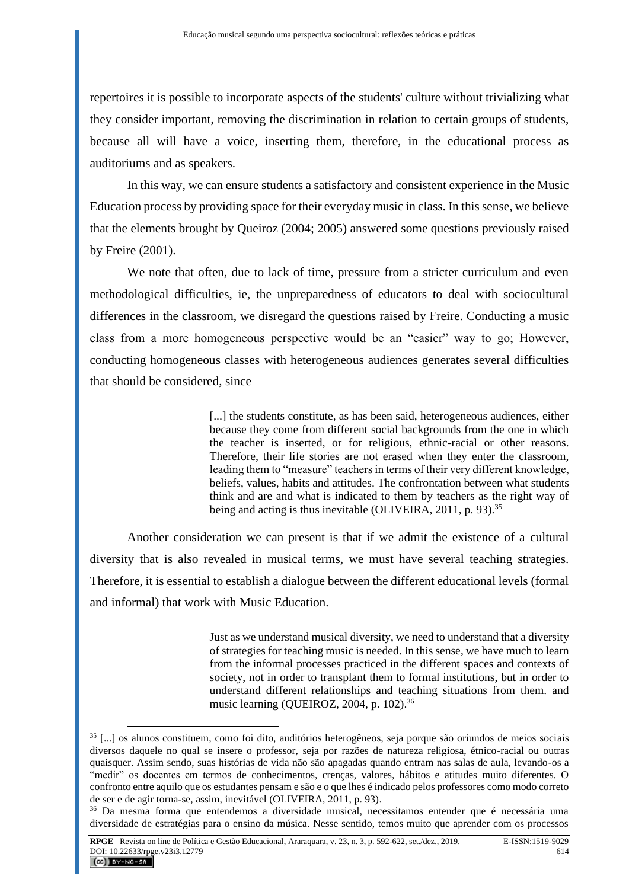repertoires it is possible to incorporate aspects of the students' culture without trivializing what they consider important, removing the discrimination in relation to certain groups of students, because all will have a voice, inserting them, therefore, in the educational process as auditoriums and as speakers.

In this way, we can ensure students a satisfactory and consistent experience in the Music Education process by providing space for their everyday music in class. In this sense, we believe that the elements brought by Queiroz (2004; 2005) answered some questions previously raised by Freire (2001).

We note that often, due to lack of time, pressure from a stricter curriculum and even methodological difficulties, ie, the unpreparedness of educators to deal with sociocultural differences in the classroom, we disregard the questions raised by Freire. Conducting a music class from a more homogeneous perspective would be an "easier" way to go; However, conducting homogeneous classes with heterogeneous audiences generates several difficulties that should be considered, since

> [...] the students constitute, as has been said, heterogeneous audiences, either because they come from different social backgrounds from the one in which the teacher is inserted, or for religious, ethnic-racial or other reasons. Therefore, their life stories are not erased when they enter the classroom, leading them to "measure" teachers in terms of their very different knowledge, beliefs, values, habits and attitudes. The confrontation between what students think and are and what is indicated to them by teachers as the right way of being and acting is thus inevitable (OLIVEIRA, 2011, p. 93).[35]

Another consideration we can present is that if we admit the existence of a cultural diversity that is also revealed in musical terms, we must have several teaching strategies. Therefore, it is essential to establish a dialogue between the different educational levels (formal and informal) that work with Music Education.

> Just as we understand musical diversity, we need to understand that a diversity of strategies for teaching music is needed. In this sense, we have much to learn from the informal processes practiced in the different spaces and contexts of society, not in order to transplant them to formal institutions, but in order to understand different relationships and teaching situations from them. and music learning (QUEIROZ, 2004, p. 102).[36]

---

[35] [...] os alunos constituem, como foi dito, auditórios heterogêneos, seja porque são oriundos de meios sociais diversos daquele no qual se insere o professor, seja por razões de natureza religiosa, étnico-racial ou outras quaisquer. Assim sendo, suas histórias de vida não são apagadas quando entram nas salas de aula, levando-os a "medir" os docentes em termos de conhecimentos, crenças, valores, hábitos e atitudes muito diferentes. O confronto entre aquilo que os estudantes pensam e são e o que lhes é indicado pelos professores como modo correto de ser e de agir torna-se, assim, inevitável (OLIVEIRA, 2011, p. 93).

[36] Da mesma forma que entendemos a diversidade musical, necessitamos entender que é necessária uma diversidade de estratégias para o ensino da música. Nesse sentido, temos muito que aprender com os processos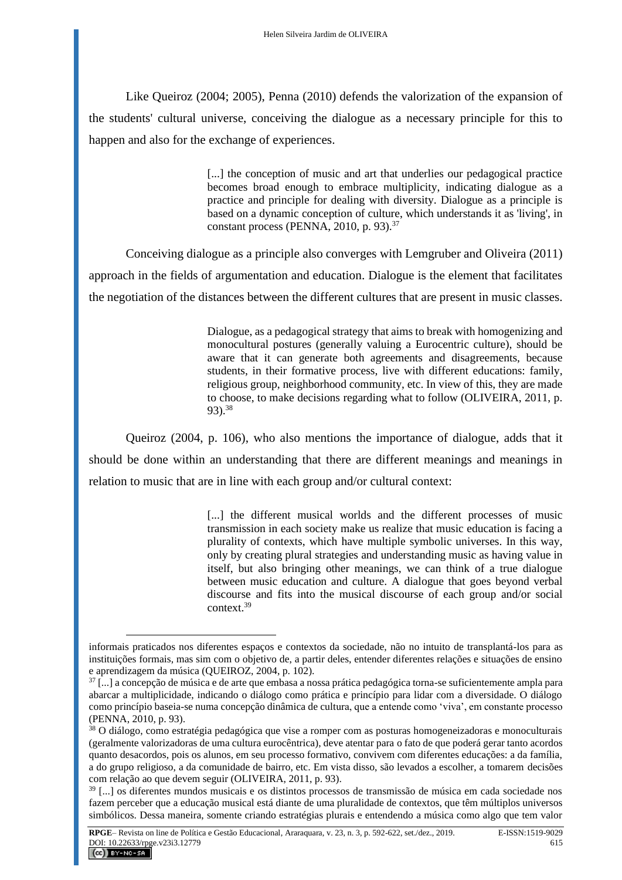Like Queiroz (2004; 2005), Penna (2010) defends the valorization of the expansion of the students' cultural universe, conceiving the dialogue as a necessary principle for this to happen and also for the exchange of experiences.

> [...] the conception of music and art that underlies our pedagogical practice becomes broad enough to embrace multiplicity, indicating dialogue as a practice and principle for dealing with diversity. Dialogue as a principle is based on a dynamic conception of culture, which understands it as 'living', in constant process (PENNA, 2010, p. 93).[37]

Conceiving dialogue as a principle also converges with Lemgruber and Oliveira (2011) approach in the fields of argumentation and education. Dialogue is the element that facilitates the negotiation of the distances between the different cultures that are present in music classes.

> Dialogue, as a pedagogical strategy that aims to break with homogenizing and monocultural postures (generally valuing a Eurocentric culture), should be aware that it can generate both agreements and disagreements, because students, in their formative process, live with different educations: family, religious group, neighborhood community, etc. In view of this, they are made to choose, to make decisions regarding what to follow (OLIVEIRA, 2011, p. 93).[38]

Queiroz (2004, p. 106), who also mentions the importance of dialogue, adds that it should be done within an understanding that there are different meanings and meanings in relation to music that are in line with each group and/or cultural context:

> [...] the different musical worlds and the different processes of music transmission in each society make us realize that music education is facing a plurality of contexts, which have multiple symbolic universes. In this way, only by creating plural strategies and understanding music as having value in itself, but also bringing other meanings, we can think of a true dialogue between music education and culture. A dialogue that goes beyond verbal discourse and fits into the musical discourse of each group and/or social context.[39]

---

informais praticados nos diferentes espaços e contextos da sociedade, não no intuito de transplantá-los para as instituições formais, mas sim com o objetivo de, a partir deles, entender diferentes relações e situações de ensino e aprendizagem da música (QUEIROZ, 2004, p. 102).

[37] [...] a concepção de música e de arte que embasa a nossa prática pedagógica torna-se suficientemente ampla para abarcar a multiplicidade, indicando o diálogo como prática e princípio para lidar com a diversidade. O diálogo como princípio baseia-se numa concepção dinâmica de cultura, que a entende como 'viva', em constante processo (PENNA, 2010, p. 93).

[38] O diálogo, como estratégia pedagógica que vise a romper com as posturas homogeneizadoras e monoculturais (geralmente valorizadoras de uma cultura eurocêntrica), deve atentar para o fato de que poderá gerar tanto acordos quanto desacordos, pois os alunos, em seu processo formativo, convivem com diferentes educações: a da família, a do grupo religioso, a da comunidade de bairro, etc. Em vista disso, são levados a escolher, a tomarem decisões com relação ao que devem seguir (OLIVEIRA, 2011, p. 93).

[39] [...] os diferentes mundos musicais e os distintos processos de transmissão de música em cada sociedade nos fazem perceber que a educação musical está diante de uma pluralidade de contextos, que têm múltiplos universos simbólicos. Dessa maneira, somente criando estratégias plurais e entendendo a música como algo que tem valor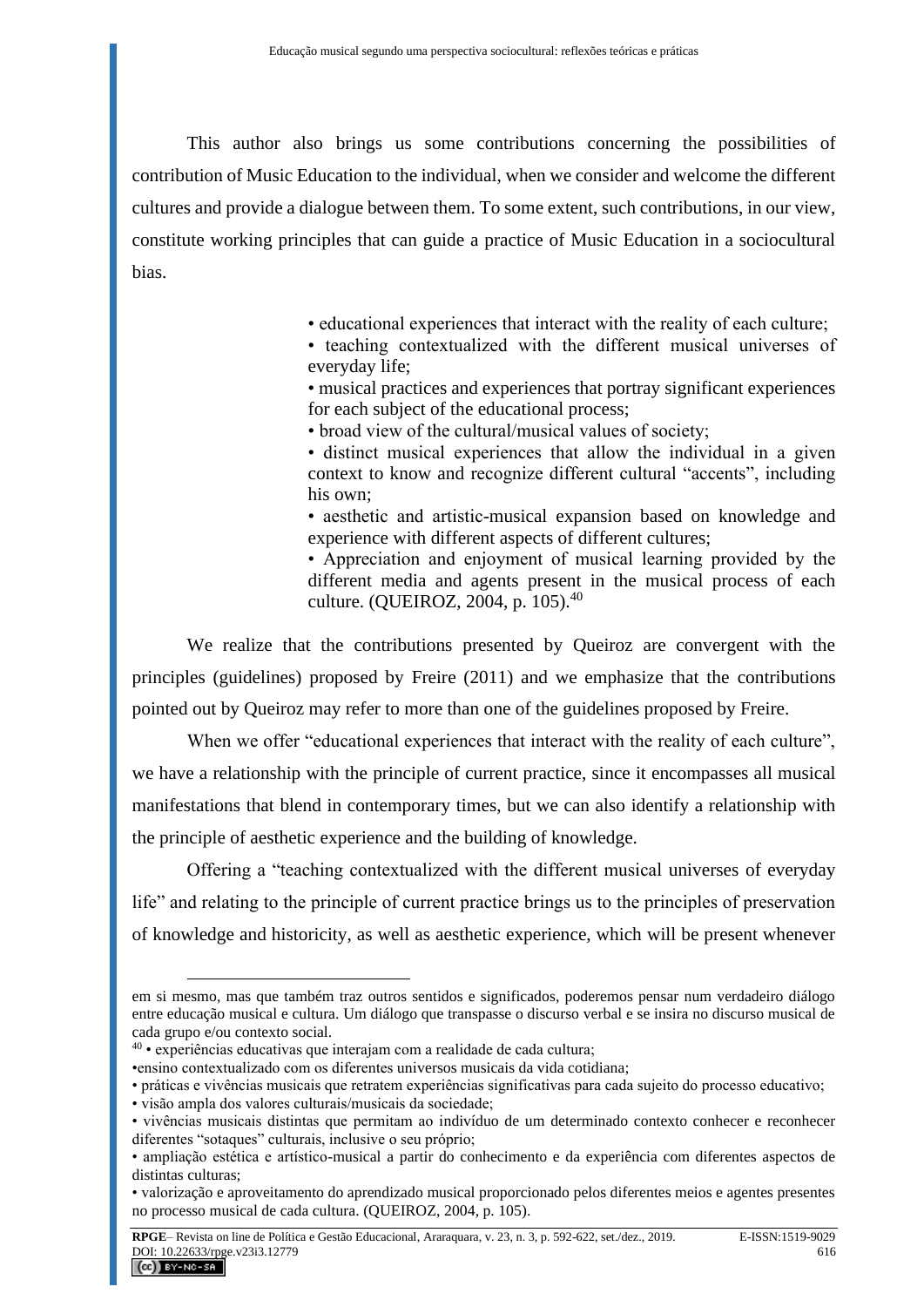This author also brings us some contributions concerning the possibilities of contribution of Music Education to the individual, when we consider and welcome the different cultures and provide a dialogue between them. To some extent, such contributions, in our view, constitute working principles that can guide a practice of Music Education in a sociocultural bias.

> • educational experiences that interact with the reality of each culture;
> • teaching contextualized with the different musical universes of everyday life;
> • musical practices and experiences that portray significant experiences for each subject of the educational process;
> • broad view of the cultural/musical values of society;
> • distinct musical experiences that allow the individual in a given context to know and recognize different cultural "accents", including his own;
> • aesthetic and artistic-musical expansion based on knowledge and experience with different aspects of different cultures;
> • Appreciation and enjoyment of musical learning provided by the different media and agents present in the musical process of each culture. (QUEIROZ, 2004, p. 105).[40]

We realize that the contributions presented by Queiroz are convergent with the principles (guidelines) proposed by Freire (2011) and we emphasize that the contributions pointed out by Queiroz may refer to more than one of the guidelines proposed by Freire.

When we offer "educational experiences that interact with the reality of each culture", we have a relationship with the principle of current practice, since it encompasses all musical manifestations that blend in contemporary times, but we can also identify a relationship with the principle of aesthetic experience and the building of knowledge.

Offering a "teaching contextualized with the different musical universes of everyday life" and relating to the principle of current practice brings us to the principles of preservation of knowledge and historicity, as well as aesthetic experience, which will be present whenever

---

em si mesmo, mas que também traz outros sentidos e significados, poderemos pensar num verdadeiro diálogo entre educação musical e cultura. Um diálogo que transpasse o discurso verbal e se insira no discurso musical de cada grupo e/ou contexto social.

[40] • experiências educativas que interajam com a realidade de cada cultura;
•ensino contextualizado com os diferentes universos musicais da vida cotidiana;
• práticas e vivências musicais que retratem experiências significativas para cada sujeito do processo educativo;
• visão ampla dos valores culturais/musicais da sociedade;
• vivências musicais distintas que permitam ao indivíduo de um determinado contexto conhecer e reconhecer diferentes "sotaques" culturais, inclusive o seu próprio;
• ampliação estética e artístico-musical a partir do conhecimento e da experiência com diferentes aspectos de distintas culturas;
• valorização e aproveitamento do aprendizado musical proporcionado pelos diferentes meios e agentes presentes no processo musical de cada cultura. (QUEIROZ, 2004, p. 105).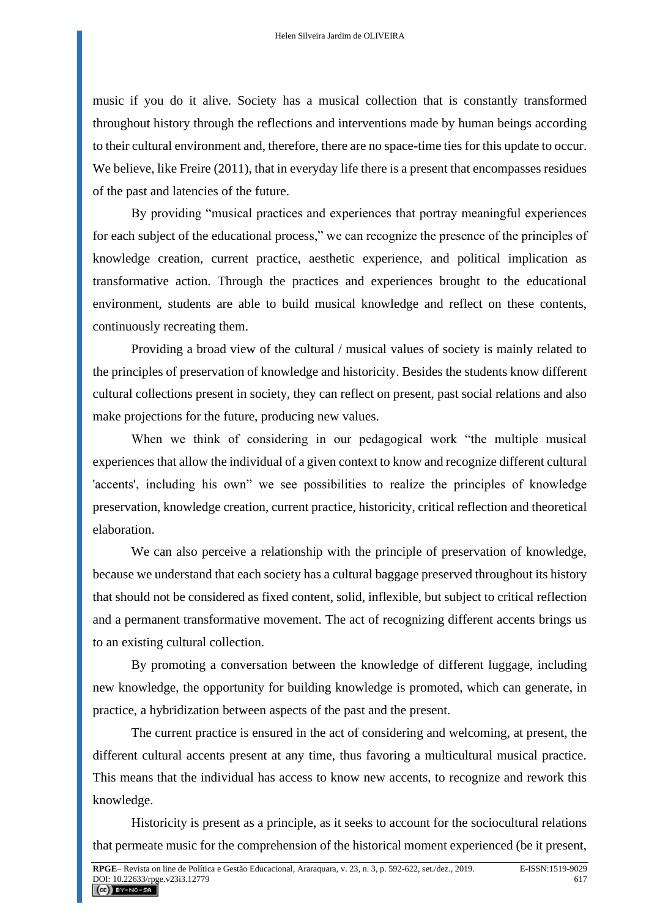music if you do it alive. Society has a musical collection that is constantly transformed throughout history through the reflections and interventions made by human beings according to their cultural environment and, therefore, there are no space-time ties for this update to occur. We believe, like Freire (2011), that in everyday life there is a present that encompasses residues of the past and latencies of the future.

By providing "musical practices and experiences that portray meaningful experiences for each subject of the educational process," we can recognize the presence of the principles of knowledge creation, current practice, aesthetic experience, and political implication as transformative action. Through the practices and experiences brought to the educational environment, students are able to build musical knowledge and reflect on these contents, continuously recreating them.

Providing a broad view of the cultural / musical values of society is mainly related to the principles of preservation of knowledge and historicity. Besides the students know different cultural collections present in society, they can reflect on present, past social relations and also make projections for the future, producing new values.

When we think of considering in our pedagogical work "the multiple musical experiences that allow the individual of a given context to know and recognize different cultural 'accents', including his own" we see possibilities to realize the principles of knowledge preservation, knowledge creation, current practice, historicity, critical reflection and theoretical elaboration.

We can also perceive a relationship with the principle of preservation of knowledge, because we understand that each society has a cultural baggage preserved throughout its history that should not be considered as fixed content, solid, inflexible, but subject to critical reflection and a permanent transformative movement. The act of recognizing different accents brings us to an existing cultural collection.

By promoting a conversation between the knowledge of different luggage, including new knowledge, the opportunity for building knowledge is promoted, which can generate, in practice, a hybridization between aspects of the past and the present.

The current practice is ensured in the act of considering and welcoming, at present, the different cultural accents present at any time, thus favoring a multicultural musical practice. This means that the individual has access to know new accents, to recognize and rework this knowledge.

Historicity is present as a principle, as it seeks to account for the sociocultural relations that permeate music for the comprehension of the historical moment experienced (be it present,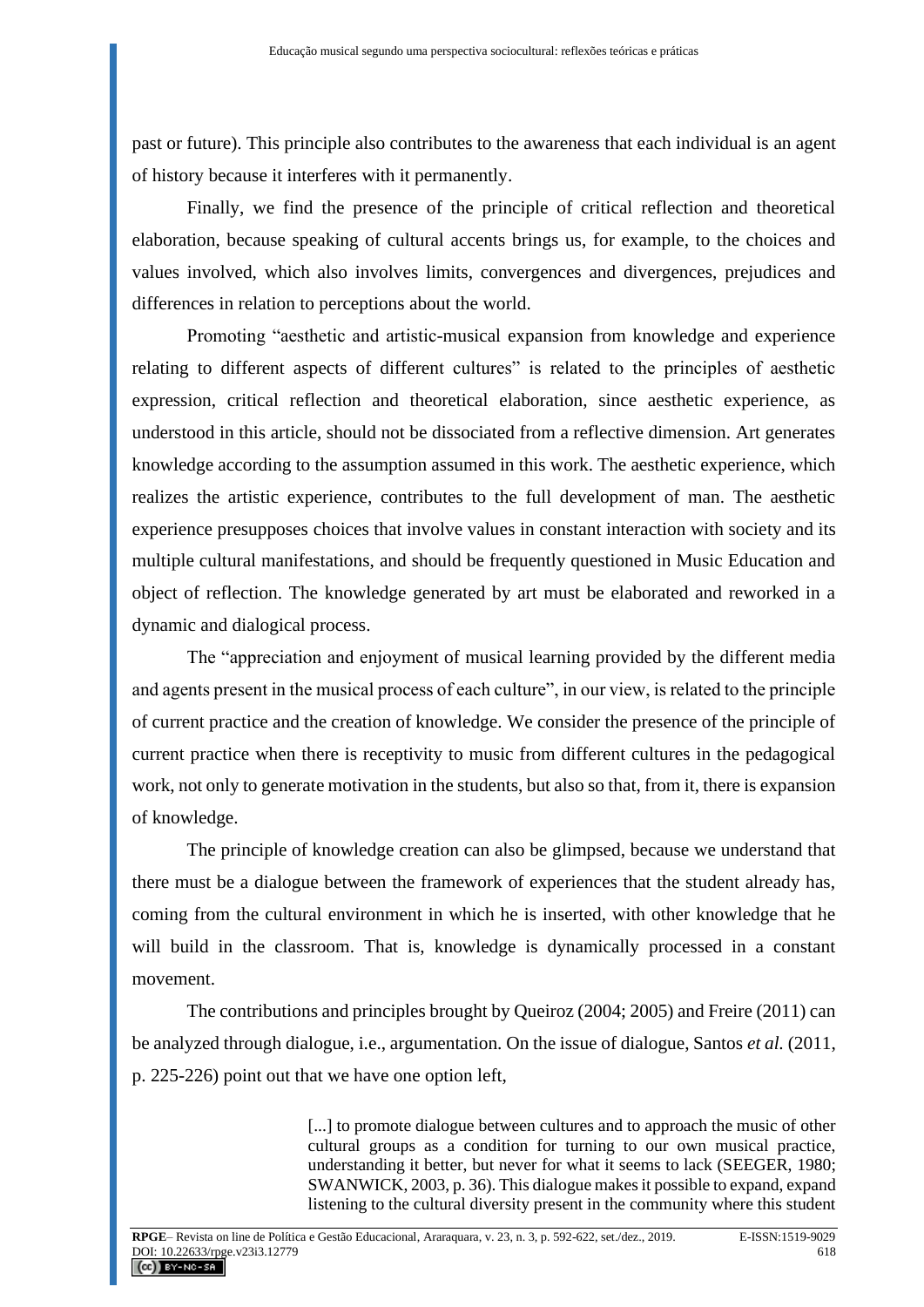past or future). This principle also contributes to the awareness that each individual is an agent of history because it interferes with it permanently.

Finally, we find the presence of the principle of critical reflection and theoretical elaboration, because speaking of cultural accents brings us, for example, to the choices and values involved, which also involves limits, convergences and divergences, prejudices and differences in relation to perceptions about the world.

Promoting "aesthetic and artistic-musical expansion from knowledge and experience relating to different aspects of different cultures" is related to the principles of aesthetic expression, critical reflection and theoretical elaboration, since aesthetic experience, as understood in this article, should not be dissociated from a reflective dimension. Art generates knowledge according to the assumption assumed in this work. The aesthetic experience, which realizes the artistic experience, contributes to the full development of man. The aesthetic experience presupposes choices that involve values in constant interaction with society and its multiple cultural manifestations, and should be frequently questioned in Music Education and object of reflection. The knowledge generated by art must be elaborated and reworked in a dynamic and dialogical process.

The "appreciation and enjoyment of musical learning provided by the different media and agents present in the musical process of each culture", in our view, is related to the principle of current practice and the creation of knowledge. We consider the presence of the principle of current practice when there is receptivity to music from different cultures in the pedagogical work, not only to generate motivation in the students, but also so that, from it, there is expansion of knowledge.

The principle of knowledge creation can also be glimpsed, because we understand that there must be a dialogue between the framework of experiences that the student already has, coming from the cultural environment in which he is inserted, with other knowledge that he will build in the classroom. That is, knowledge is dynamically processed in a constant movement.

The contributions and principles brought by Queiroz (2004; 2005) and Freire (2011) can be analyzed through dialogue, i.e., argumentation. On the issue of dialogue, Santos *et al.* (2011, p. 225-226) point out that we have one option left,

> [...] to promote dialogue between cultures and to approach the music of other cultural groups as a condition for turning to our own musical practice, understanding it better, but never for what it seems to lack (SEEGER, 1980; SWANWICK, 2003, p. 36). This dialogue makes it possible to expand, expand listening to the cultural diversity present in the community where this student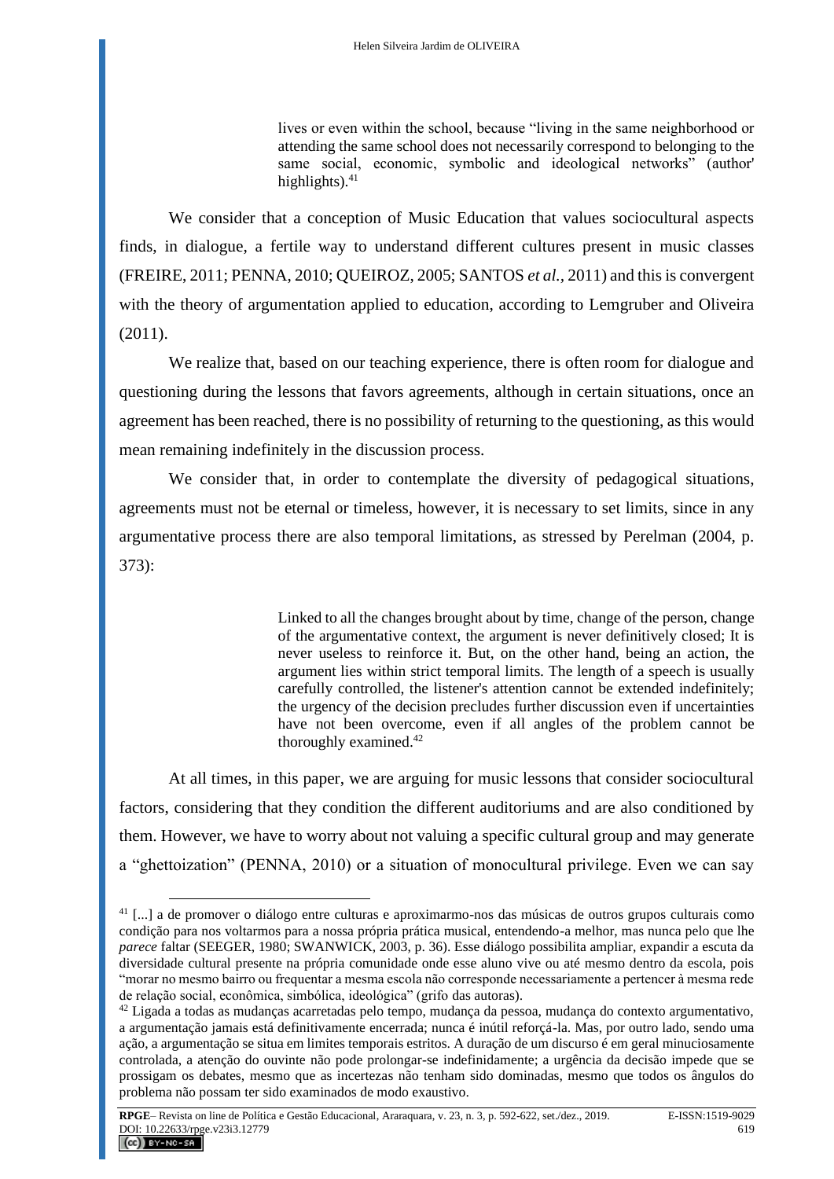> lives or even within the school, because "living in the same neighborhood or attending the same school does not necessarily correspond to belonging to the same social, economic, symbolic and ideological networks" (author' highlights).[41]

We consider that a conception of Music Education that values sociocultural aspects finds, in dialogue, a fertile way to understand different cultures present in music classes (FREIRE, 2011; PENNA, 2010; QUEIROZ, 2005; SANTOS *et al.*, 2011) and this is convergent with the theory of argumentation applied to education, according to Lemgruber and Oliveira (2011).

We realize that, based on our teaching experience, there is often room for dialogue and questioning during the lessons that favors agreements, although in certain situations, once an agreement has been reached, there is no possibility of returning to the questioning, as this would mean remaining indefinitely in the discussion process.

We consider that, in order to contemplate the diversity of pedagogical situations, agreements must not be eternal or timeless, however, it is necessary to set limits, since in any argumentative process there are also temporal limitations, as stressed by Perelman (2004, p. 373):

> Linked to all the changes brought about by time, change of the person, change of the argumentative context, the argument is never definitively closed; It is never useless to reinforce it. But, on the other hand, being an action, the argument lies within strict temporal limits. The length of a speech is usually carefully controlled, the listener's attention cannot be extended indefinitely; the urgency of the decision precludes further discussion even if uncertainties have not been overcome, even if all angles of the problem cannot be thoroughly examined.[42]

At all times, in this paper, we are arguing for music lessons that consider sociocultural factors, considering that they condition the different auditoriums and are also conditioned by them. However, we have to worry about not valuing a specific cultural group and may generate a "ghettoization" (PENNA, 2010) or a situation of monocultural privilege. Even we can say

---

[41] [...] a de promover o diálogo entre culturas e aproximarmo-nos das músicas de outros grupos culturais como condição para nos voltarmos para a nossa própria prática musical, entendendo-a melhor, mas nunca pelo que lhe *parece* faltar (SEEGER, 1980; SWANWICK, 2003, p. 36). Esse diálogo possibilita ampliar, expandir a escuta da diversidade cultural presente na própria comunidade onde esse aluno vive ou até mesmo dentro da escola, pois "morar no mesmo bairro ou frequentar a mesma escola não corresponde necessariamente a pertencer à mesma rede de relação social, econômica, simbólica, ideológica" (grifo das autoras).

[42] Ligada a todas as mudanças acarretadas pelo tempo, mudança da pessoa, mudança do contexto argumentativo, a argumentação jamais está definitivamente encerrada; nunca é inútil reforçá-la. Mas, por outro lado, sendo uma ação, a argumentação se situa em limites temporais estritos. A duração de um discurso é em geral minuciosamente controlada, a atenção do ouvinte não pode prolongar-se indefinidamente; a urgência da decisão impede que se prossigam os debates, mesmo que as incertezas não tenham sido dominadas, mesmo que todos os ângulos do problema não possam ter sido examinados de modo exaustivo.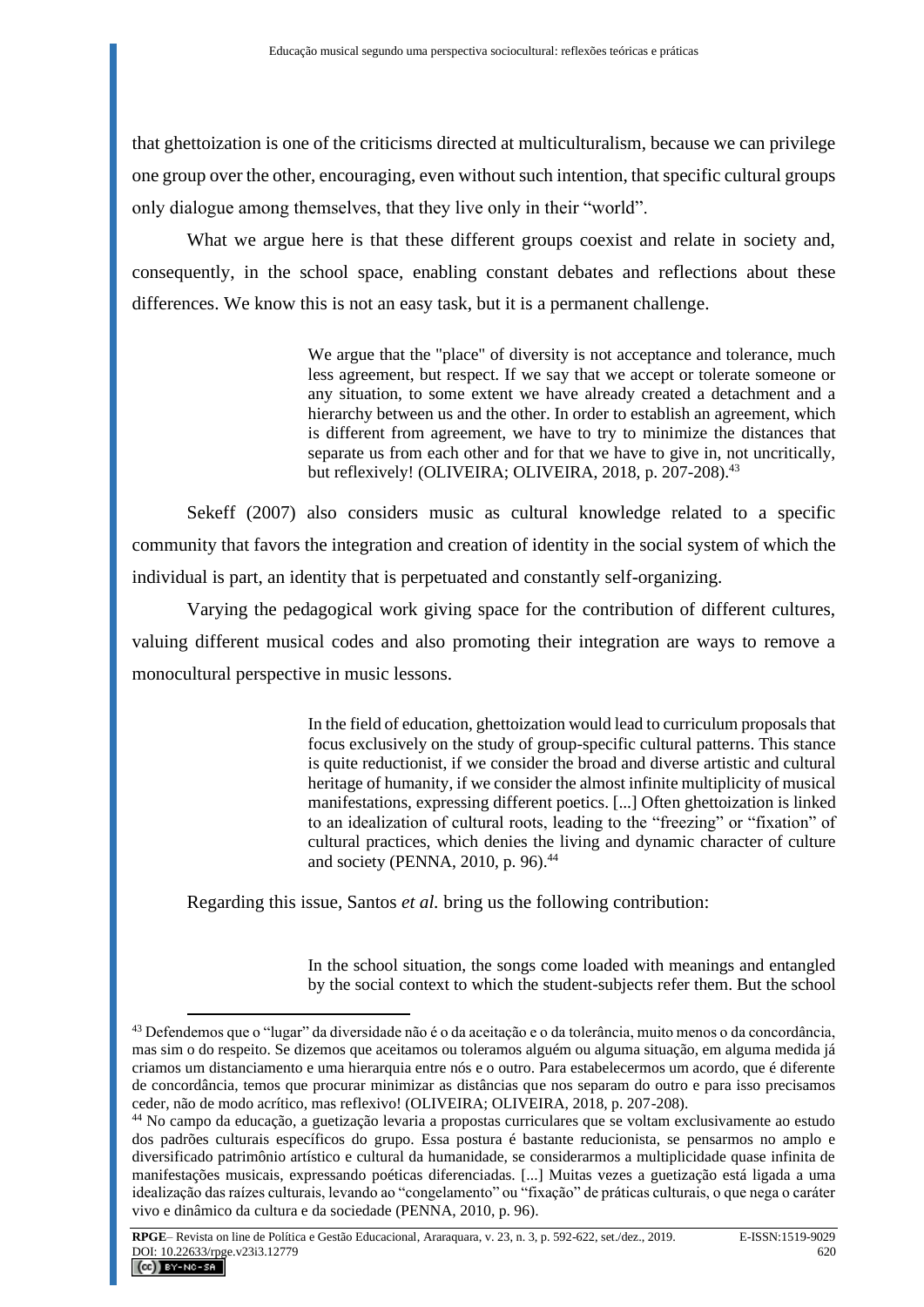that ghettoization is one of the criticisms directed at multiculturalism, because we can privilege one group over the other, encouraging, even without such intention, that specific cultural groups only dialogue among themselves, that they live only in their "world".

What we argue here is that these different groups coexist and relate in society and, consequently, in the school space, enabling constant debates and reflections about these differences. We know this is not an easy task, but it is a permanent challenge.

> We argue that the "place" of diversity is not acceptance and tolerance, much less agreement, but respect. If we say that we accept or tolerate someone or any situation, to some extent we have already created a detachment and a hierarchy between us and the other. In order to establish an agreement, which is different from agreement, we have to try to minimize the distances that separate us from each other and for that we have to give in, not uncritically, but reflexively! (OLIVEIRA; OLIVEIRA, 2018, p. 207-208).[43]

Sekeff (2007) also considers music as cultural knowledge related to a specific community that favors the integration and creation of identity in the social system of which the individual is part, an identity that is perpetuated and constantly self-organizing.

Varying the pedagogical work giving space for the contribution of different cultures, valuing different musical codes and also promoting their integration are ways to remove a monocultural perspective in music lessons.

> In the field of education, ghettoization would lead to curriculum proposals that focus exclusively on the study of group-specific cultural patterns. This stance is quite reductionist, if we consider the broad and diverse artistic and cultural heritage of humanity, if we consider the almost infinite multiplicity of musical manifestations, expressing different poetics. [...] Often ghettoization is linked to an idealization of cultural roots, leading to the "freezing" or "fixation" of cultural practices, which denies the living and dynamic character of culture and society (PENNA, 2010, p. 96).[44]

Regarding this issue, Santos *et al.* bring us the following contribution:

> In the school situation, the songs come loaded with meanings and entangled by the social context to which the student-subjects refer them. But the school

---

[43] Defendemos que o "lugar" da diversidade não é o da aceitação e o da tolerância, muito menos o da concordância, mas sim o do respeito. Se dizemos que aceitamos ou toleramos alguém ou alguma situação, em alguma medida já criamos um distanciamento e uma hierarquia entre nós e o outro. Para estabelecermos um acordo, que é diferente de concordância, temos que procurar minimizar as distâncias que nos separam do outro e para isso precisamos ceder, não de modo acrítico, mas reflexivo! (OLIVEIRA; OLIVEIRA, 2018, p. 207-208).

[44] No campo da educação, a guetização levaria a propostas curriculares que se voltam exclusivamente ao estudo dos padrões culturais específicos do grupo. Essa postura é bastante reducionista, se pensarmos no amplo e diversificado patrimônio artístico e cultural da humanidade, se considerarmos a multiplicidade quase infinita de manifestações musicais, expressando poéticas diferenciadas. [...] Muitas vezes a guetização está ligada a uma idealização das raízes culturais, levando ao "congelamento" ou "fixação" de práticas culturais, o que nega o caráter vivo e dinâmico da cultura e da sociedade (PENNA, 2010, p. 96).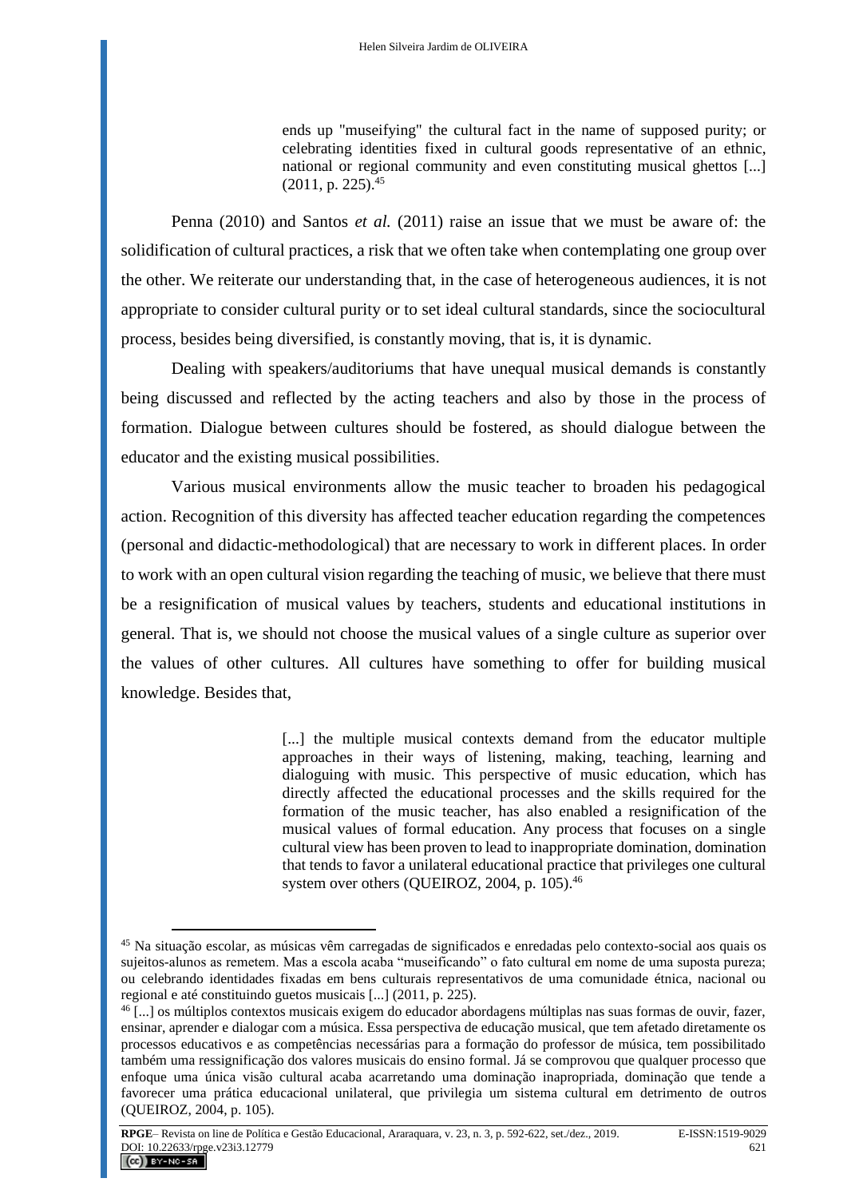> ends up "museifying" the cultural fact in the name of supposed purity; or celebrating identities fixed in cultural goods representative of an ethnic, national or regional community and even constituting musical ghettos [...] (2011, p. 225).[45]

Penna (2010) and Santos *et al.* (2011) raise an issue that we must be aware of: the solidification of cultural practices, a risk that we often take when contemplating one group over the other. We reiterate our understanding that, in the case of heterogeneous audiences, it is not appropriate to consider cultural purity or to set ideal cultural standards, since the sociocultural process, besides being diversified, is constantly moving, that is, it is dynamic.

Dealing with speakers/auditoriums that have unequal musical demands is constantly being discussed and reflected by the acting teachers and also by those in the process of formation. Dialogue between cultures should be fostered, as should dialogue between the educator and the existing musical possibilities.

Various musical environments allow the music teacher to broaden his pedagogical action. Recognition of this diversity has affected teacher education regarding the competences (personal and didactic-methodological) that are necessary to work in different places. In order to work with an open cultural vision regarding the teaching of music, we believe that there must be a resignification of musical values by teachers, students and educational institutions in general. That is, we should not choose the musical values of a single culture as superior over the values of other cultures. All cultures have something to offer for building musical knowledge. Besides that,

> [...] the multiple musical contexts demand from the educator multiple approaches in their ways of listening, making, teaching, learning and dialoguing with music. This perspective of music education, which has directly affected the educational processes and the skills required for the formation of the music teacher, has also enabled a resignification of the musical values of formal education. Any process that focuses on a single cultural view has been proven to lead to inappropriate domination, domination that tends to favor a unilateral educational practice that privileges one cultural system over others (QUEIROZ, 2004, p. 105).[46]

---

[45] Na situação escolar, as músicas vêm carregadas de significados e enredadas pelo contexto-social aos quais os sujeitos-alunos as remetem. Mas a escola acaba "museificando" o fato cultural em nome de uma suposta pureza; ou celebrando identidades fixadas em bens culturais representativos de uma comunidade étnica, nacional ou regional e até constituindo guetos musicais [...] (2011, p. 225).

[46] [...] os múltiplos contextos musicais exigem do educador abordagens múltiplas nas suas formas de ouvir, fazer, ensinar, aprender e dialogar com a música. Essa perspectiva de educação musical, que tem afetado diretamente os processos educativos e as competências necessárias para a formação do professor de música, tem possibilitado também uma ressignificação dos valores musicais do ensino formal. Já se comprovou que qualquer processo que enfoque uma única visão cultural acaba acarretando uma dominação inapropriada, dominação que tende a favorecer uma prática educacional unilateral, que privilegia um sistema cultural em detrimento de outros (QUEIROZ, 2004, p. 105).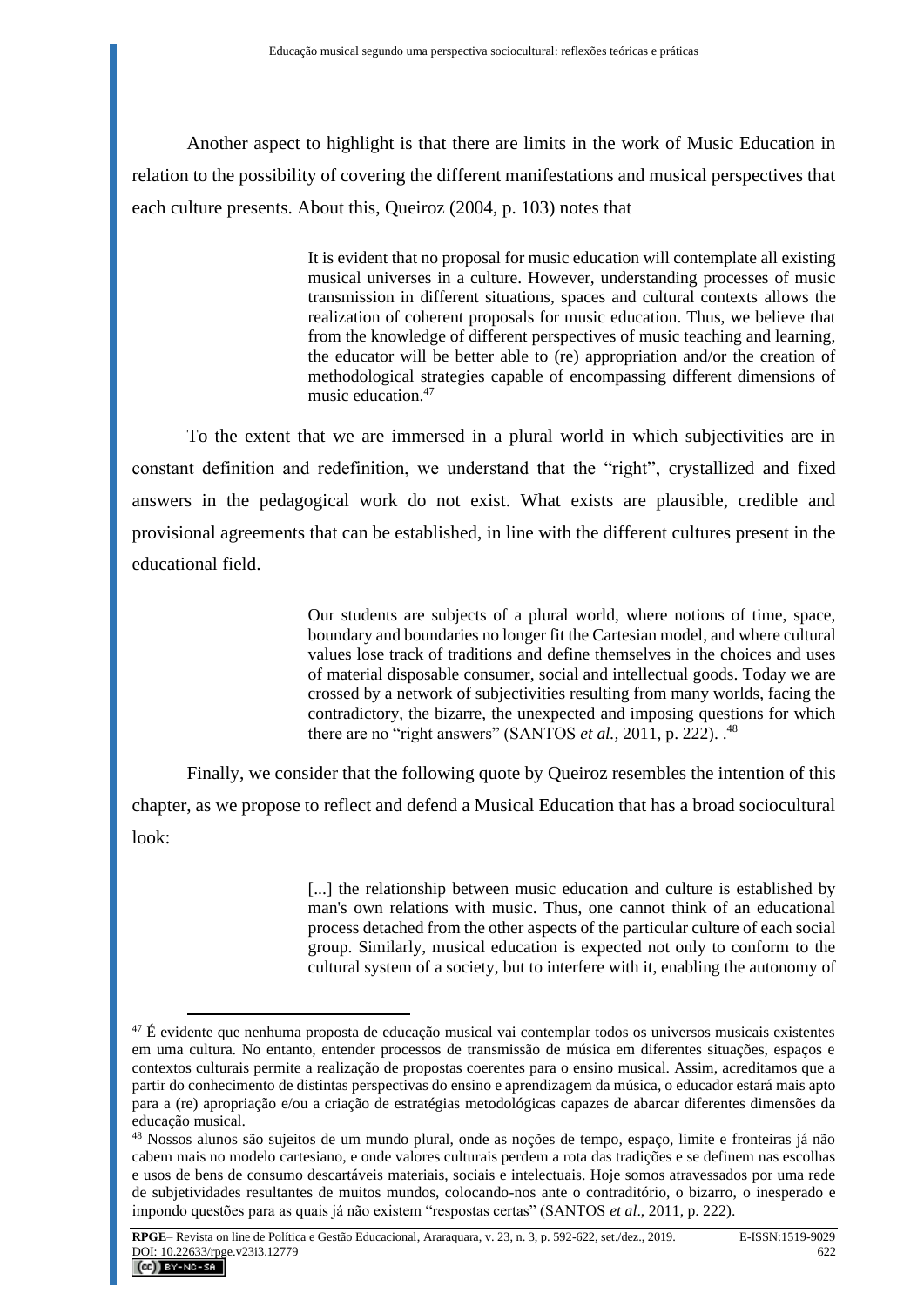Another aspect to highlight is that there are limits in the work of Music Education in relation to the possibility of covering the different manifestations and musical perspectives that each culture presents. About this, Queiroz (2004, p. 103) notes that

> It is evident that no proposal for music education will contemplate all existing musical universes in a culture. However, understanding processes of music transmission in different situations, spaces and cultural contexts allows the realization of coherent proposals for music education. Thus, we believe that from the knowledge of different perspectives of music teaching and learning, the educator will be better able to (re) appropriation and/or the creation of methodological strategies capable of encompassing different dimensions of music education.[47]

To the extent that we are immersed in a plural world in which subjectivities are in constant definition and redefinition, we understand that the "right", crystallized and fixed answers in the pedagogical work do not exist. What exists are plausible, credible and provisional agreements that can be established, in line with the different cultures present in the educational field.

> Our students are subjects of a plural world, where notions of time, space, boundary and boundaries no longer fit the Cartesian model, and where cultural values lose track of traditions and define themselves in the choices and uses of material disposable consumer, social and intellectual goods. Today we are crossed by a network of subjectivities resulting from many worlds, facing the contradictory, the bizarre, the unexpected and imposing questions for which there are no "right answers" (SANTOS *et al.,* 2011, p. 222). .[48]

Finally, we consider that the following quote by Queiroz resembles the intention of this chapter, as we propose to reflect and defend a Musical Education that has a broad sociocultural look:

> [...] the relationship between music education and culture is established by man's own relations with music. Thus, one cannot think of an educational process detached from the other aspects of the particular culture of each social group. Similarly, musical education is expected not only to conform to the cultural system of a society, but to interfere with it, enabling the autonomy of

---

[47] É evidente que nenhuma proposta de educação musical vai contemplar todos os universos musicais existentes em uma cultura. No entanto, entender processos de transmissão de música em diferentes situações, espaços e contextos culturais permite a realização de propostas coerentes para o ensino musical. Assim, acreditamos que a partir do conhecimento de distintas perspectivas do ensino e aprendizagem da música, o educador estará mais apto para a (re) apropriação e/ou a criação de estratégias metodológicas capazes de abarcar diferentes dimensões da educação musical.

[48] Nossos alunos são sujeitos de um mundo plural, onde as noções de tempo, espaço, limite e fronteiras já não cabem mais no modelo cartesiano, e onde valores culturais perdem a rota das tradições e se definem nas escolhas e usos de bens de consumo descartáveis materiais, sociais e intelectuais. Hoje somos atravessados por uma rede de subjetividades resultantes de muitos mundos, colocando-nos ante o contraditório, o bizarro, o inesperado e impondo questões para as quais já não existem "respostas certas" (SANTOS *et al*., 2011, p. 222).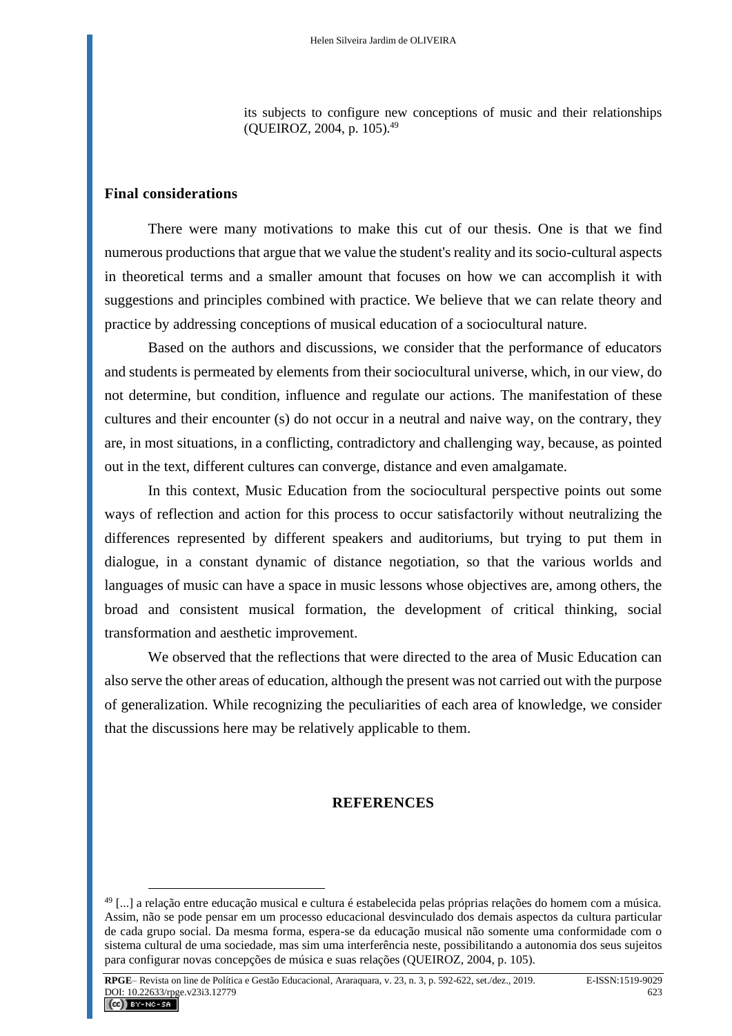its subjects to configure new conceptions of music and their relationships (QUEIROZ, 2004, p. 105).[49]

## Final considerations

There were many motivations to make this cut of our thesis. One is that we find numerous productions that argue that we value the student's reality and its socio-cultural aspects in theoretical terms and a smaller amount that focuses on how we can accomplish it with suggestions and principles combined with practice. We believe that we can relate theory and practice by addressing conceptions of musical education of a sociocultural nature.

Based on the authors and discussions, we consider that the performance of educators and students is permeated by elements from their sociocultural universe, which, in our view, do not determine, but condition, influence and regulate our actions. The manifestation of these cultures and their encounter (s) do not occur in a neutral and naive way, on the contrary, they are, in most situations, in a conflicting, contradictory and challenging way, because, as pointed out in the text, different cultures can converge, distance and even amalgamate.

In this context, Music Education from the sociocultural perspective points out some ways of reflection and action for this process to occur satisfactorily without neutralizing the differences represented by different speakers and auditoriums, but trying to put them in dialogue, in a constant dynamic of distance negotiation, so that the various worlds and languages of music can have a space in music lessons whose objectives are, among others, the broad and consistent musical formation, the development of critical thinking, social transformation and aesthetic improvement.

We observed that the reflections that were directed to the area of Music Education can also serve the other areas of education, although the present was not carried out with the purpose of generalization. While recognizing the peculiarities of each area of knowledge, we consider that the discussions here may be relatively applicable to them.

## REFERENCES

[49] [...] a relação entre educação musical e cultura é estabelecida pelas próprias relações do homem com a música. Assim, não se pode pensar em um processo educacional desvinculado dos demais aspectos da cultura particular de cada grupo social. Da mesma forma, espera-se da educação musical não somente uma conformidade com o sistema cultural de uma sociedade, mas sim uma interferência neste, possibilitando a autonomia dos seus sujeitos para configurar novas concepções de música e suas relações (QUEIROZ, 2004, p. 105).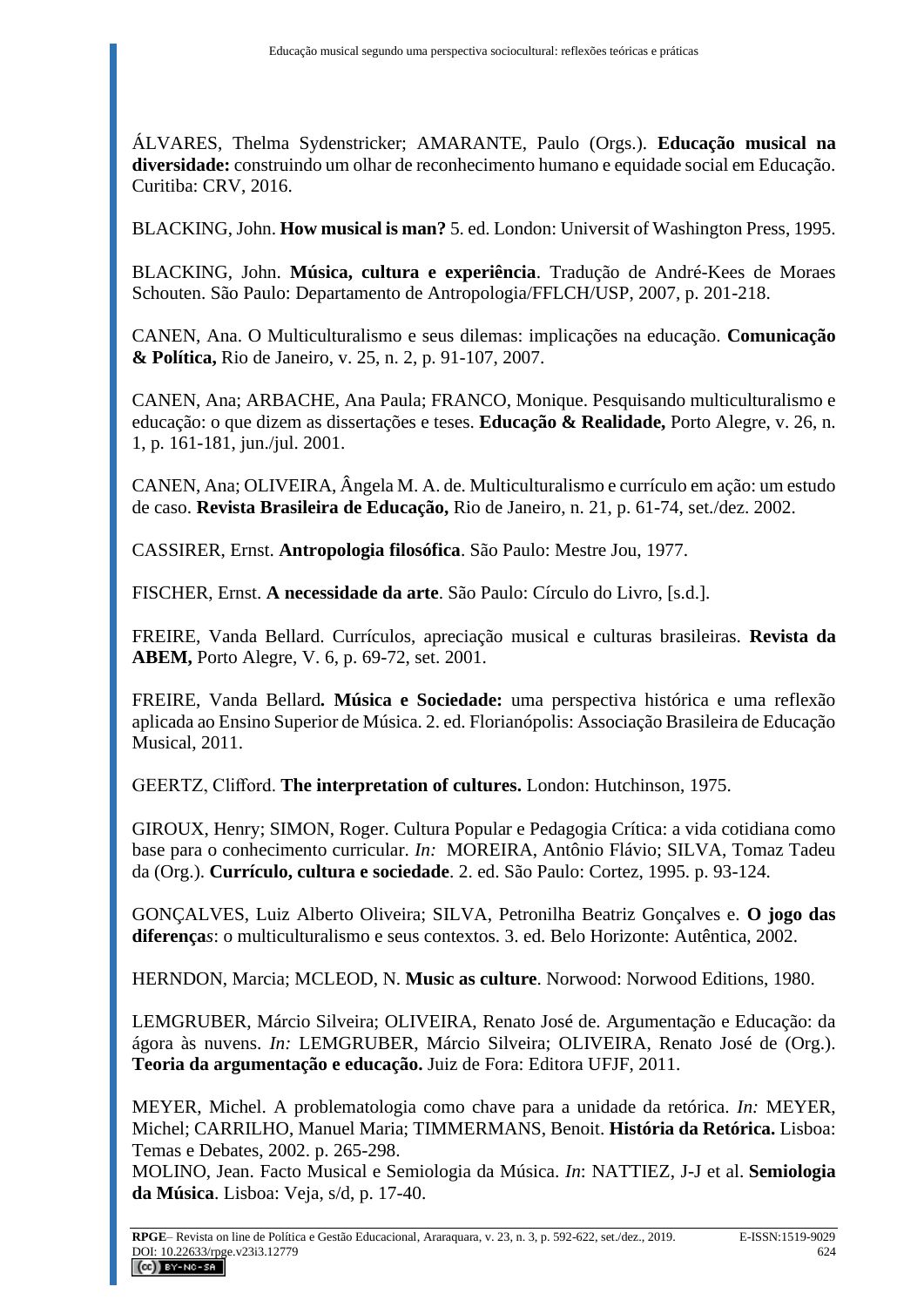ÁLVARES, Thelma Sydenstricker; AMARANTE, Paulo (Orgs.). **Educação musical na diversidade:** construindo um olhar de reconhecimento humano e equidade social em Educação. Curitiba: CRV, 2016.

BLACKING, John. **How musical is man?** 5. ed. London: Universit of Washington Press, 1995.

BLACKING, John. **Música, cultura e experiência**. Tradução de André-Kees de Moraes Schouten. São Paulo: Departamento de Antropologia/FFLCH/USP, 2007, p. 201-218.

CANEN, Ana. O Multiculturalismo e seus dilemas: implicações na educação. **Comunicação & Política,** Rio de Janeiro, v. 25, n. 2, p. 91-107, 2007.

CANEN, Ana; ARBACHE, Ana Paula; FRANCO, Monique. Pesquisando multiculturalismo e educação: o que dizem as dissertações e teses. **Educação & Realidade,** Porto Alegre, v. 26, n. 1, p. 161-181, jun./jul. 2001.

CANEN, Ana; OLIVEIRA, Ângela M. A. de. Multiculturalismo e currículo em ação: um estudo de caso. **Revista Brasileira de Educação,** Rio de Janeiro, n. 21, p. 61-74, set./dez. 2002.

CASSIRER, Ernst. **Antropologia filosófica**. São Paulo: Mestre Jou, 1977.

FISCHER, Ernst. **A necessidade da arte**. São Paulo: Círculo do Livro, [s.d.].

FREIRE, Vanda Bellard. Currículos, apreciação musical e culturas brasileiras. **Revista da ABEM,** Porto Alegre, V. 6, p. 69-72, set. 2001.

FREIRE, Vanda Bellard**. Música e Sociedade:** uma perspectiva histórica e uma reflexão aplicada ao Ensino Superior de Música. 2. ed. Florianópolis: Associação Brasileira de Educação Musical, 2011.

GEERTZ, Clifford. **The interpretation of cultures.** London: Hutchinson, 1975.

GIROUX, Henry; SIMON, Roger. Cultura Popular e Pedagogia Crítica: a vida cotidiana como base para o conhecimento curricular. *In:* MOREIRA, Antônio Flávio; SILVA, Tomaz Tadeu da (Org.). **Currículo, cultura e sociedade**. 2. ed. São Paulo: Cortez, 1995. p. 93-124.

GONÇALVES, Luiz Alberto Oliveira; SILVA, Petronilha Beatriz Gonçalves e. **O jogo das diferenças**: o multiculturalismo e seus contextos. 3. ed. Belo Horizonte: Autêntica, 2002.

HERNDON, Marcia; MCLEOD, N. **Music as culture**. Norwood: Norwood Editions, 1980.

LEMGRUBER, Márcio Silveira; OLIVEIRA, Renato José de. Argumentação e Educação: da ágora às nuvens. *In:* LEMGRUBER, Márcio Silveira; OLIVEIRA, Renato José de (Org.). **Teoria da argumentação e educação.** Juiz de Fora: Editora UFJF, 2011.

MEYER, Michel. A problematologia como chave para a unidade da retórica. *In:* MEYER, Michel; CARRILHO, Manuel Maria; TIMMERMANS, Benoit. **História da Retórica.** Lisboa: Temas e Debates, 2002. p. 265-298.

MOLINO, Jean. Facto Musical e Semiologia da Música. *In*: NATTIEZ, J-J et al. **Semiologia da Música**. Lisboa: Veja, s/d, p. 17-40.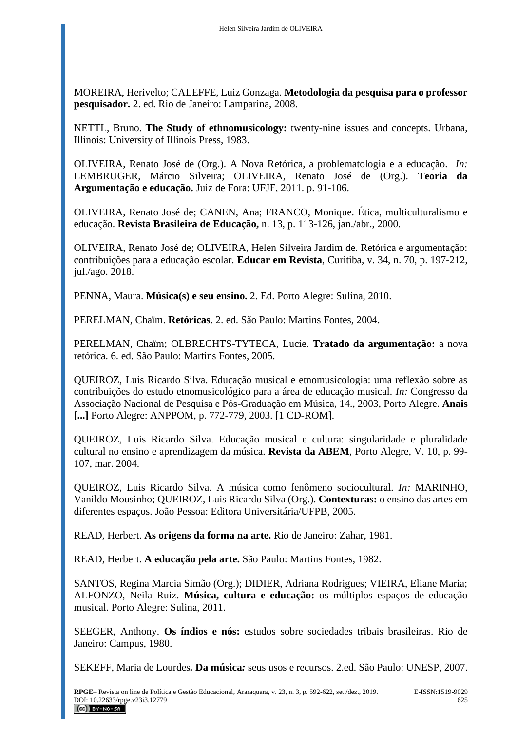MOREIRA, Herivelto; CALEFFE, Luiz Gonzaga. **Metodologia da pesquisa para o professor pesquisador.** 2. ed. Rio de Janeiro: Lamparina, 2008.

NETTL, Bruno. **The Study of ethnomusicology:** twenty-nine issues and concepts. Urbana, Illinois: University of Illinois Press, 1983.

OLIVEIRA, Renato José de (Org.). A Nova Retórica, a problematologia e a educação. *In:* LEMBRUGER, Márcio Silveira; OLIVEIRA, Renato José de (Org.). **Teoria da Argumentação e educação.** Juiz de Fora: UFJF, 2011. p. 91-106.

OLIVEIRA, Renato José de; CANEN, Ana; FRANCO, Monique. Ética, multiculturalismo e educação. **Revista Brasileira de Educação,** n. 13, p. 113-126, jan./abr., 2000.

OLIVEIRA, Renato José de; OLIVEIRA, Helen Silveira Jardim de. Retórica e argumentação: contribuições para a educação escolar. **Educar em Revista**, Curitiba, v. 34, n. 70, p. 197-212, jul./ago. 2018.

PENNA, Maura. **Música(s) e seu ensino.** 2. Ed. Porto Alegre: Sulina, 2010.

PERELMAN, Chaïm. **Retóricas**. 2. ed. São Paulo: Martins Fontes, 2004.

PERELMAN, Chaïm; OLBRECHTS-TYTECA, Lucie. **Tratado da argumentação:** a nova retórica. 6. ed. São Paulo: Martins Fontes, 2005.

QUEIROZ, Luis Ricardo Silva. Educação musical e etnomusicologia: uma reflexão sobre as contribuições do estudo etnomusicológico para a área de educação musical. *In:* Congresso da Associação Nacional de Pesquisa e Pós-Graduação em Música, 14., 2003, Porto Alegre. **Anais [...]** Porto Alegre: ANPPOM, p. 772-779, 2003. [1 CD-ROM].

QUEIROZ, Luis Ricardo Silva. Educação musical e cultura: singularidade e pluralidade cultural no ensino e aprendizagem da música. **Revista da ABEM**, Porto Alegre, V. 10, p. 99-107, mar. 2004.

QUEIROZ, Luis Ricardo Silva. A música como fenômeno sociocultural. *In:* MARINHO, Vanildo Mousinho; QUEIROZ, Luis Ricardo Silva (Org.). **Contexturas:** o ensino das artes em diferentes espaços. João Pessoa: Editora Universitária/UFPB, 2005.

READ, Herbert. **As origens da forma na arte.** Rio de Janeiro: Zahar, 1981.

READ, Herbert. **A educação pela arte.** São Paulo: Martins Fontes, 1982.

SANTOS, Regina Marcia Simão (Org.); DIDIER, Adriana Rodrigues; VIEIRA, Eliane Maria; ALFONZO, Neila Ruiz. **Música, cultura e educação:** os múltiplos espaços de educação musical. Porto Alegre: Sulina, 2011.

SEEGER, Anthony. **Os índios e nós:** estudos sobre sociedades tribais brasileiras. Rio de Janeiro: Campus, 1980.

SEKEFF, Maria de Lourdes**. Da música*:*** seus usos e recursos. 2.ed. São Paulo: UNESP, 2007.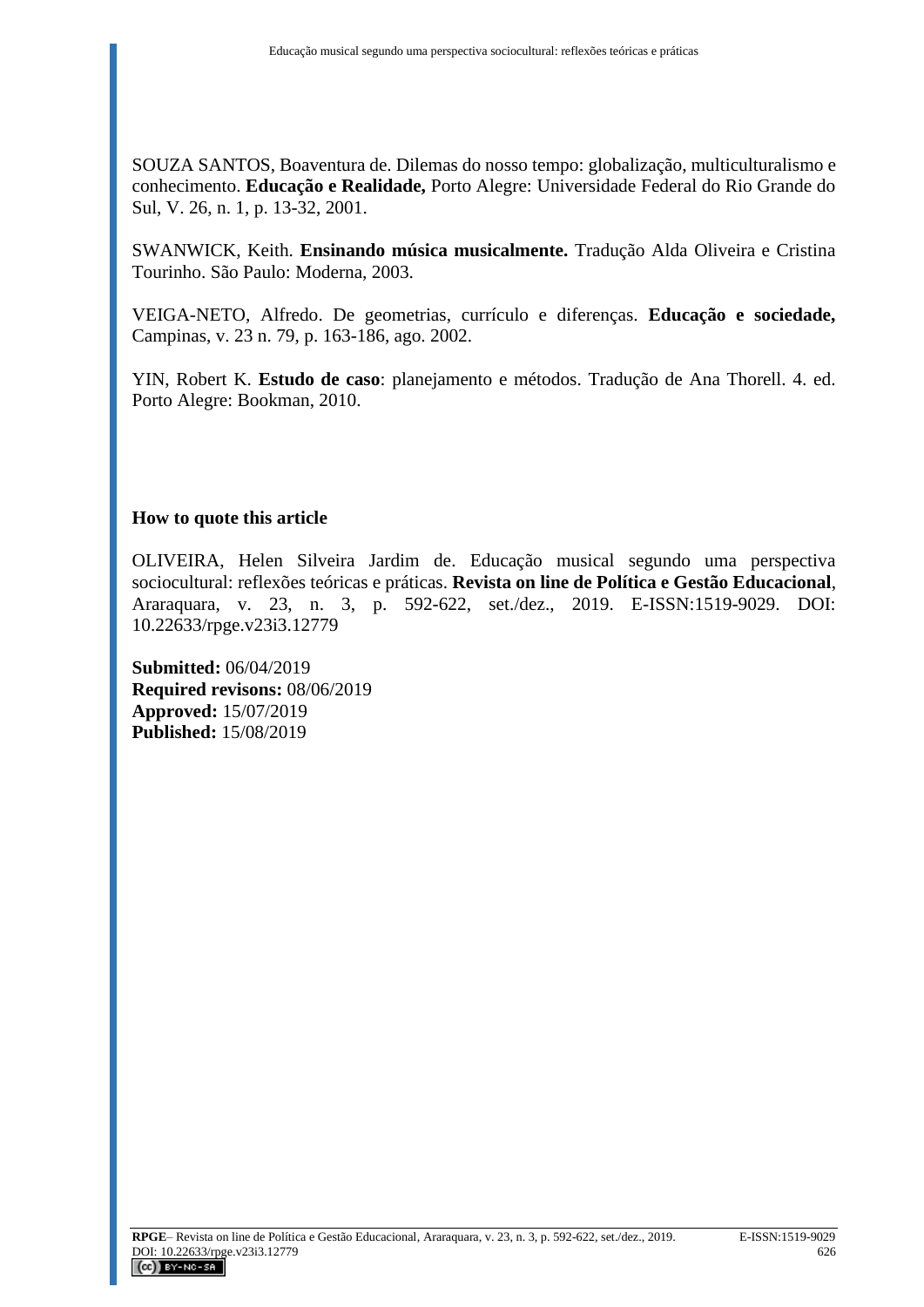SOUZA SANTOS, Boaventura de. Dilemas do nosso tempo: globalização, multiculturalismo e conhecimento. **Educação e Realidade,** Porto Alegre: Universidade Federal do Rio Grande do Sul, V. 26, n. 1, p. 13-32, 2001.

SWANWICK, Keith. **Ensinando música musicalmente.** Tradução Alda Oliveira e Cristina Tourinho. São Paulo: Moderna, 2003.

VEIGA-NETO, Alfredo. De geometrias, currículo e diferenças. **Educação e sociedade,** Campinas, v. 23 n. 79, p. 163-186, ago. 2002.

YIN, Robert K. **Estudo de caso**: planejamento e métodos. Tradução de Ana Thorell. 4. ed. Porto Alegre: Bookman, 2010.

### How to quote this article

OLIVEIRA, Helen Silveira Jardim de. Educação musical segundo uma perspectiva sociocultural: reflexões teóricas e práticas. **Revista on line de Política e Gestão Educacional**, Araraquara, v. 23, n. 3, p. 592-622, set./dez., 2019. E-ISSN:1519-9029. DOI: 10.22633/rpge.v23i3.12779

**Submitted:** 06/04/2019
**Required revisons:** 08/06/2019
**Approved:** 15/07/2019
**Published:** 15/08/2019